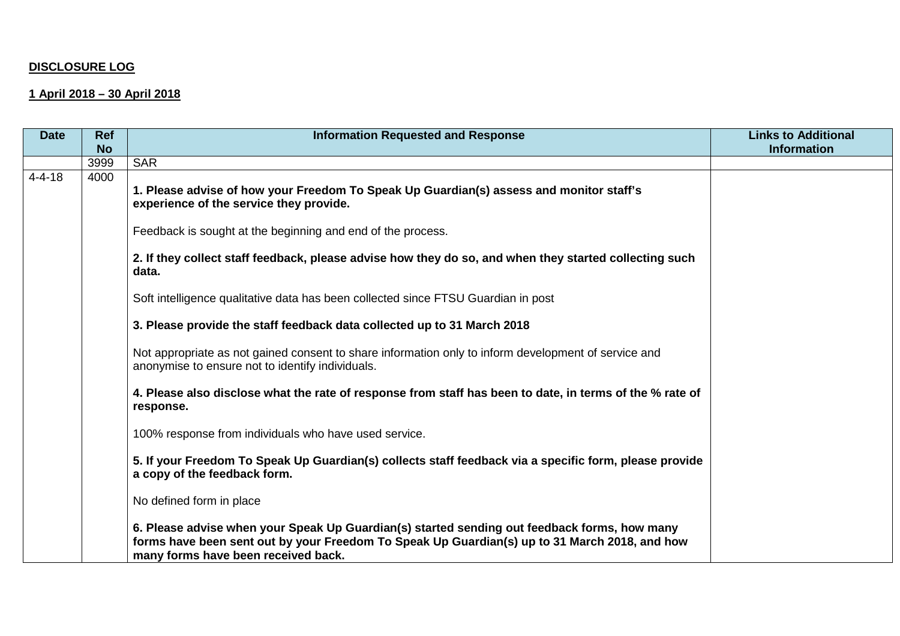**DISCLOSURE LOG**

**1 April 2018 – 30 April 2018**

| Date | Ref No | Information Requested and Response | Links to Additional Information |
|---|---|---|---|
| | 3999 | SAR | |
| 4-4-18 | 4000 | **1. Please advise of how your Freedom To Speak Up Guardian(s) assess and monitor staff's experience of the service they provide.**<br><br>Feedback is sought at the beginning and end of the process.<br><br>**2. If they collect staff feedback, please advise how they do so, and when they started collecting such data.**<br><br>Soft intelligence qualitative data has been collected since FTSU Guardian in post<br><br>**3. Please provide the staff feedback data collected up to 31 March 2018**<br><br>Not appropriate as not gained consent to share information only to inform development of service and anonymise to ensure not to identify individuals.<br><br>**4. Please also disclose what the rate of response from staff has been to date, in terms of the % rate of response.**<br><br>100% response from individuals who have used service.<br><br>**5. If your Freedom To Speak Up Guardian(s) collects staff feedback via a specific form, please provide a copy of the feedback form.**<br><br>No defined form in place<br><br>**6. Please advise when your Speak Up Guardian(s) started sending out feedback forms, how many forms have been sent out by your Freedom To Speak Up Guardian(s) up to 31 March 2018, and how many forms have been received back.** | |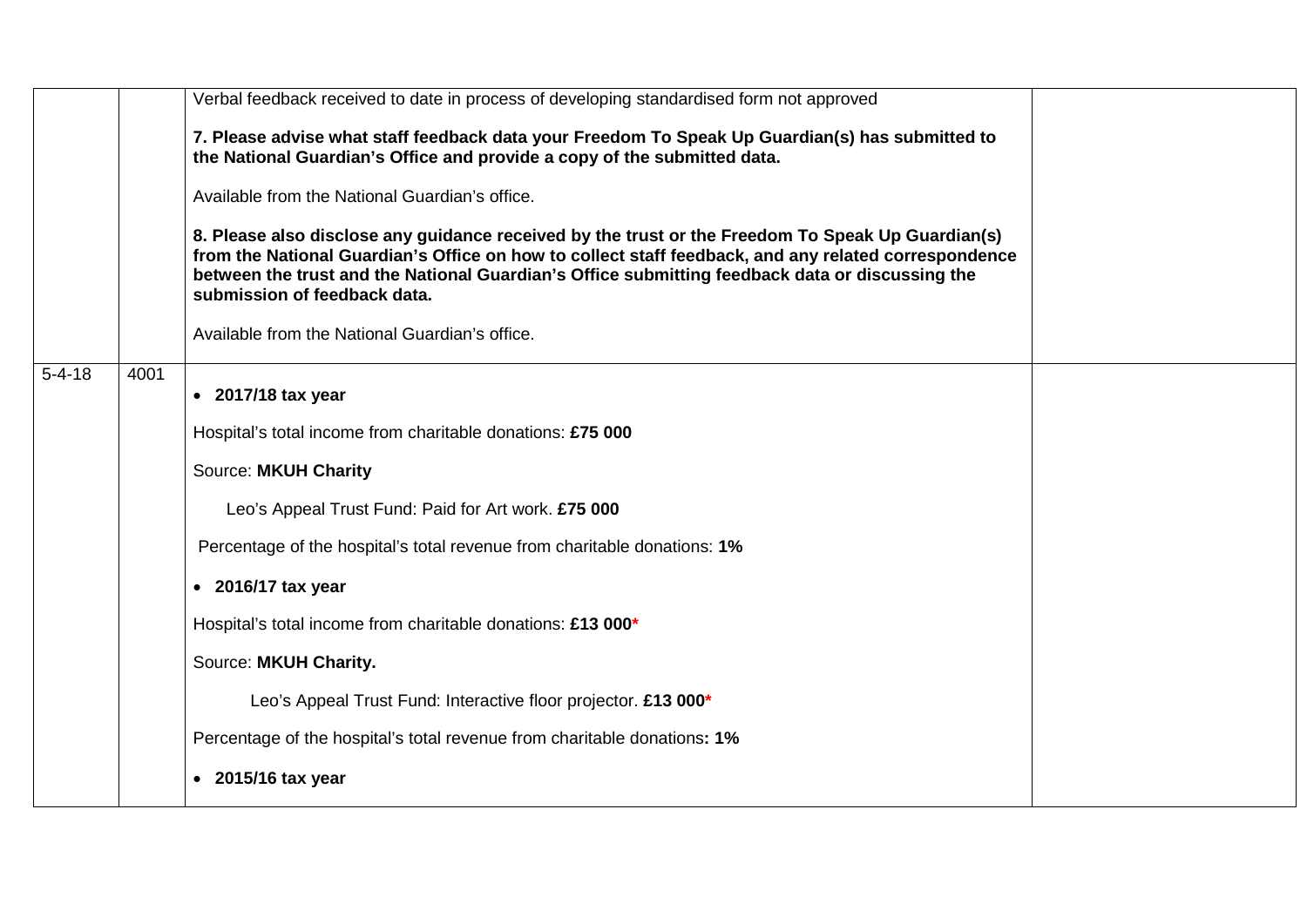| | | | |
|---|---|---|---|
| | | Verbal feedback received to date in process of developing standardised form not approved<br><br>**7. Please advise what staff feedback data your Freedom To Speak Up Guardian(s) has submitted to the National Guardian's Office and provide a copy of the submitted data.**<br><br>Available from the National Guardian's office.<br><br>**8. Please also disclose any guidance received by the trust or the Freedom To Speak Up Guardian(s) from the National Guardian's Office on how to collect staff feedback, and any related correspondence between the trust and the National Guardian's Office submitting feedback data or discussing the submission of feedback data.**<br><br>Available from the National Guardian's office. | |
| 5-4-18 | 4001 | • **2017/18 tax year**<br><br>Hospital's total income from charitable donations: **£75 000**<br><br>Source: **MKUH Charity**<br><br>Leo's Appeal Trust Fund: Paid for Art work. **£75 000**<br><br>Percentage of the hospital's total revenue from charitable donations: **1%**<br><br>• **2016/17 tax year**<br><br>Hospital's total income from charitable donations: **£13 000***<br><br>Source: **MKUH Charity.**<br><br>Leo's Appeal Trust Fund: Interactive floor projector. **£13 000***<br><br>Percentage of the hospital's total revenue from charitable donations**: 1%**<br><br>• **2015/16 tax year** | |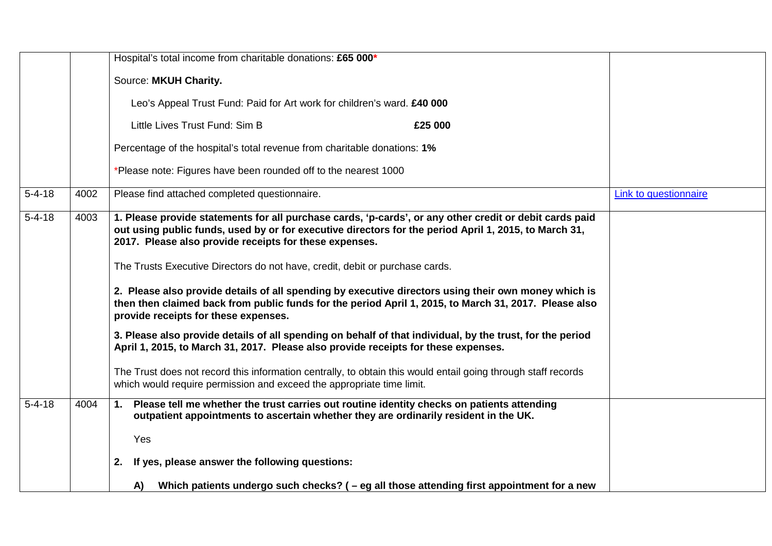| | | | |
|---|---|---|---|
| | | Hospital's total income from charitable donations: **£65 000***<br><br>Source: **MKUH Charity.**<br><br>Leo's Appeal Trust Fund: Paid for Art work for children's ward. **£40 000**<br><br>Little Lives Trust Fund: Sim B **£25 000**<br><br>Percentage of the hospital's total revenue from charitable donations: **1%**<br><br>*Please note: Figures have been rounded off to the nearest 1000 | |
| 5-4-18 | 4002 | Please find attached completed questionnaire. | Link to questionnaire |
| 5-4-18 | 4003 | **1. Please provide statements for all purchase cards, 'p-cards', or any other credit or debit cards paid out using public funds, used by or for executive directors for the period April 1, 2015, to March 31, 2017. Please also provide receipts for these expenses.**<br><br>The Trusts Executive Directors do not have, credit, debit or purchase cards.<br><br>**2. Please also provide details of all spending by executive directors using their own money which is then then claimed back from public funds for the period April 1, 2015, to March 31, 2017. Please also provide receipts for these expenses.**<br><br>**3. Please also provide details of all spending on behalf of that individual, by the trust, for the period April 1, 2015, to March 31, 2017. Please also provide receipts for these expenses.**<br><br>The Trust does not record this information centrally, to obtain this would entail going through staff records which would require permission and exceed the appropriate time limit. | |
| 5-4-18 | 4004 | **1. Please tell me whether the trust carries out routine identity checks on patients attending outpatient appointments to ascertain whether they are ordinarily resident in the UK.**<br><br>Yes<br><br>**2. If yes, please answer the following questions:**<br><br>**A) Which patients undergo such checks? ( – eg all those attending first appointment for a new** | |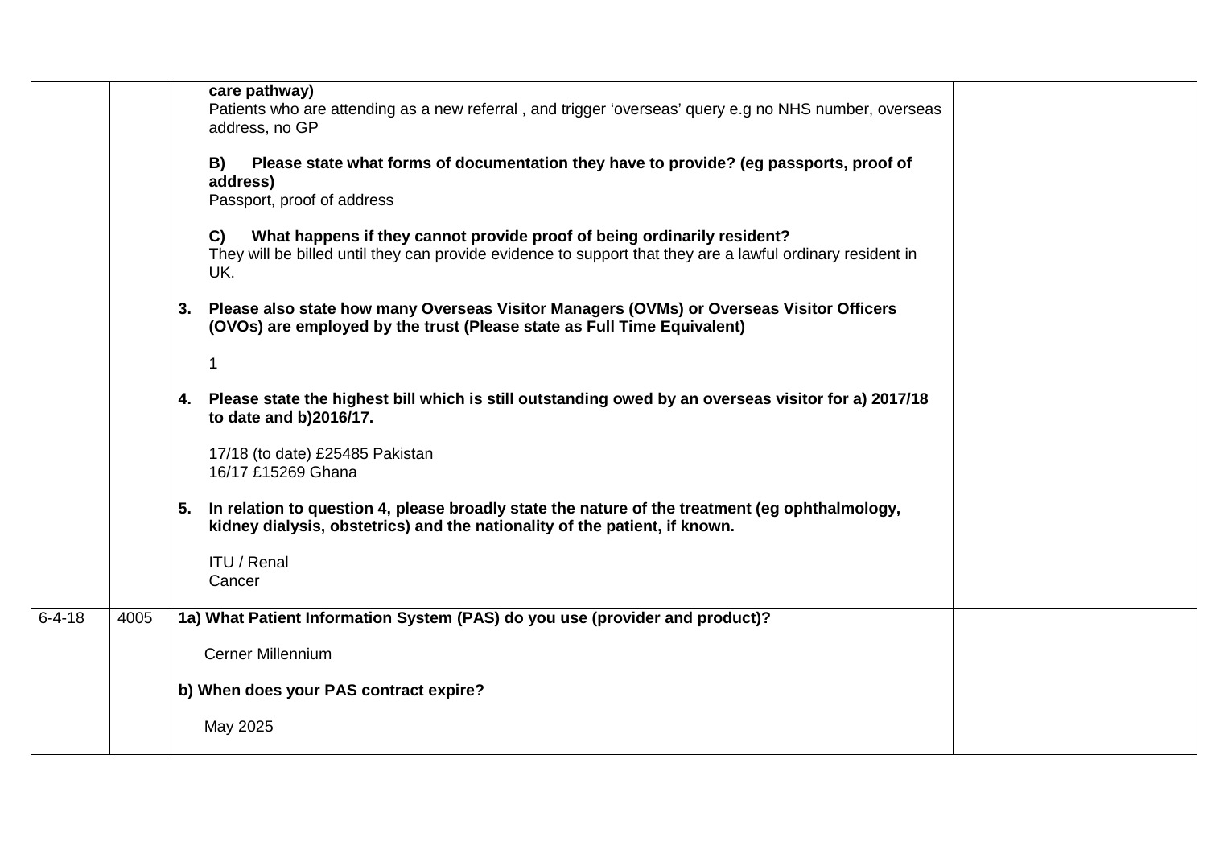| | | | |
|---|---|---|---|
| | | **care pathway)**<br>Patients who are attending as a new referral , and trigger 'overseas' query e.g no NHS number, overseas address, no GP<br><br>**B) Please state what forms of documentation they have to provide? (eg passports, proof of address)**<br>Passport, proof of address<br><br>**C) What happens if they cannot provide proof of being ordinarily resident?**<br>They will be billed until they can provide evidence to support that they are a lawful ordinary resident in UK.<br><br>**3. Please also state how many Overseas Visitor Managers (OVMs) or Overseas Visitor Officers (OVOs) are employed by the trust (Please state as Full Time Equivalent)**<br><br>1<br><br>**4. Please state the highest bill which is still outstanding owed by an overseas visitor for a) 2017/18 to date and b)2016/17.**<br><br>17/18 (to date) £25485 Pakistan<br>16/17 £15269 Ghana<br><br>**5. In relation to question 4, please broadly state the nature of the treatment (eg ophthalmology, kidney dialysis, obstetrics) and the nationality of the patient, if known.**<br><br>ITU / Renal<br>Cancer | |
| 6-4-18 | 4005 | **1a) What Patient Information System (PAS) do you use (provider and product)?**<br><br>Cerner Millennium<br><br>**b) When does your PAS contract expire?**<br><br>May 2025 | |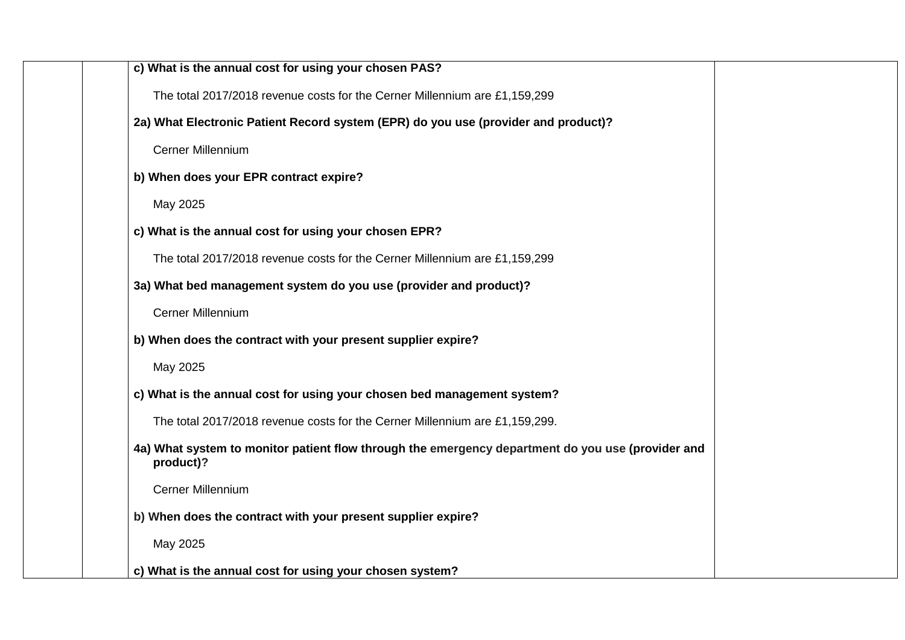| | | | |
|---|---|---|---|
| | | **c) What is the annual cost for using your chosen PAS?**<br><br>The total 2017/2018 revenue costs for the Cerner Millennium are £1,159,299<br><br>**2a) What Electronic Patient Record system (EPR) do you use (provider and product)?**<br><br>Cerner Millennium<br><br>**b) When does your EPR contract expire?**<br><br>May 2025<br><br>**c) What is the annual cost for using your chosen EPR?**<br><br>The total 2017/2018 revenue costs for the Cerner Millennium are £1,159,299<br><br>**3a) What bed management system do you use (provider and product)?**<br><br>Cerner Millennium<br><br>**b) When does the contract with your present supplier expire?**<br><br>May 2025<br><br>**c) What is the annual cost for using your chosen bed management system?**<br><br>The total 2017/2018 revenue costs for the Cerner Millennium are £1,159,299.<br><br>**4a) What system to monitor patient flow through the emergency department do you use (provider and product)?**<br><br>Cerner Millennium<br><br>**b) When does the contract with your present supplier expire?**<br><br>May 2025<br><br>**c) What is the annual cost for using your chosen system?** | |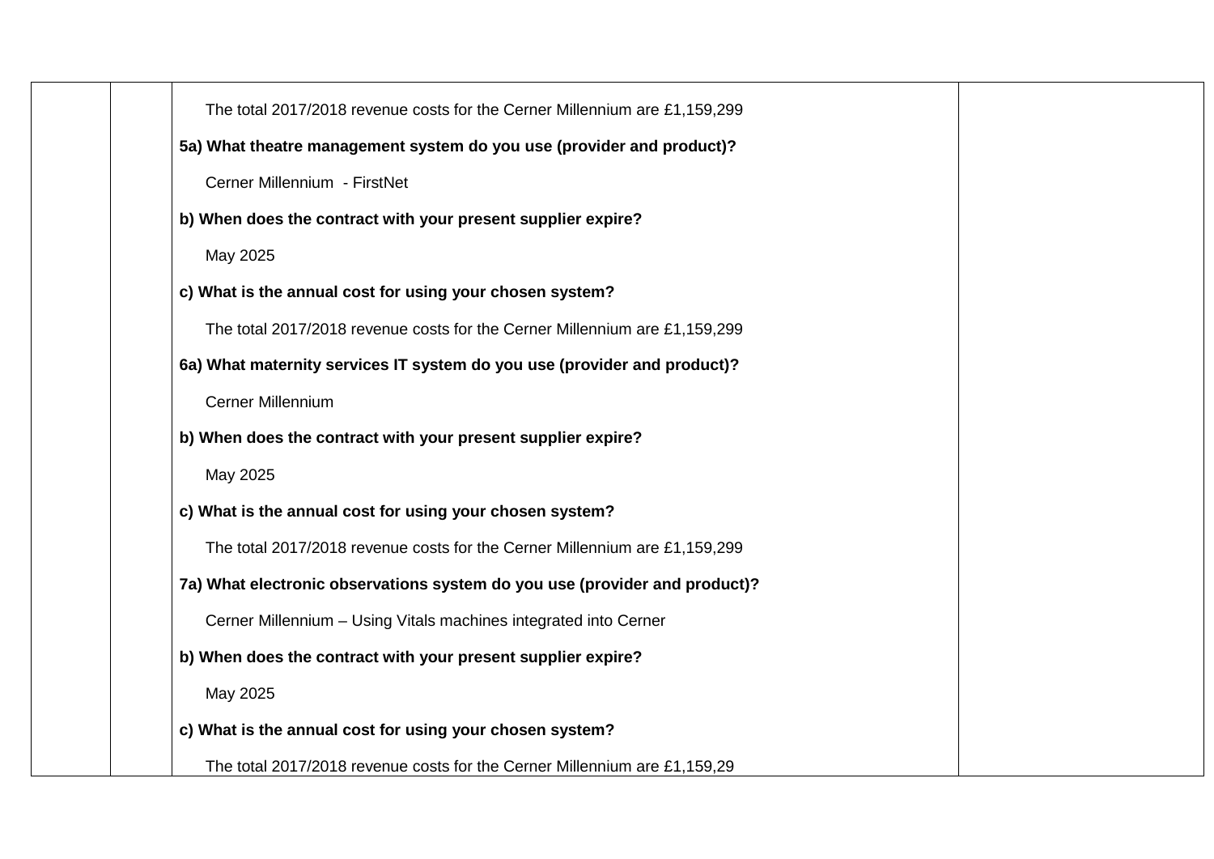| | | | |
|---|---|---|---|
| | | The total 2017/2018 revenue costs for the Cerner Millennium are £1,159,299<br><br>**5a) What theatre management system do you use (provider and product)?**<br><br>Cerner Millennium - FirstNet<br><br>**b) When does the contract with your present supplier expire?**<br><br>May 2025<br><br>**c) What is the annual cost for using your chosen system?**<br><br>The total 2017/2018 revenue costs for the Cerner Millennium are £1,159,299<br><br>**6a) What maternity services IT system do you use (provider and product)?**<br><br>Cerner Millennium<br><br>**b) When does the contract with your present supplier expire?**<br><br>May 2025<br><br>**c) What is the annual cost for using your chosen system?**<br><br>The total 2017/2018 revenue costs for the Cerner Millennium are £1,159,299<br><br>**7a) What electronic observations system do you use (provider and product)?**<br><br>Cerner Millennium – Using Vitals machines integrated into Cerner<br><br>**b) When does the contract with your present supplier expire?**<br><br>May 2025<br><br>**c) What is the annual cost for using your chosen system?**<br><br>The total 2017/2018 revenue costs for the Cerner Millennium are £1,159,29 | |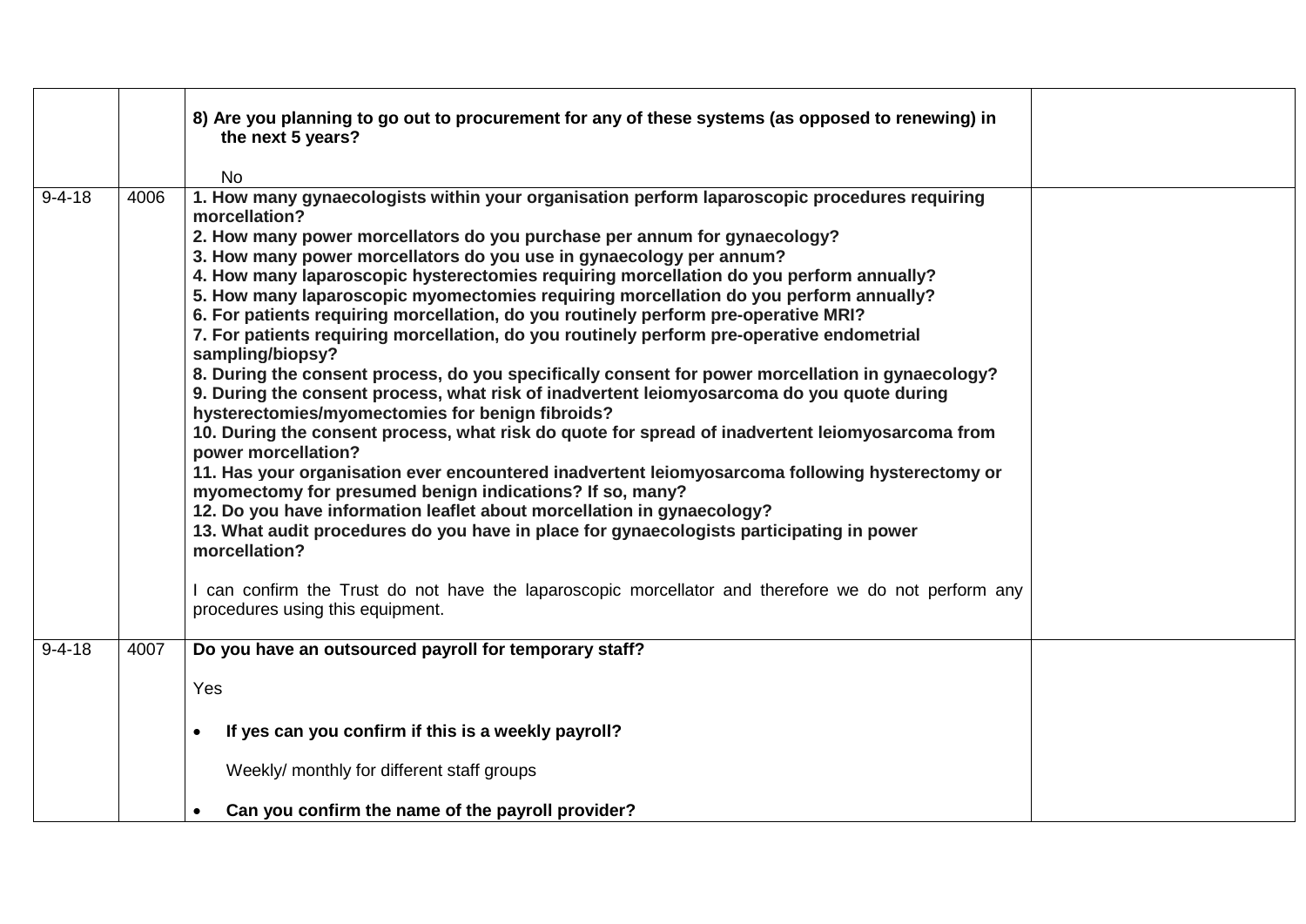| | | | |
|---|---|---|---|
| | | **8) Are you planning to go out to procurement for any of these systems (as opposed to renewing) in the next 5 years?**<br><br>No | |
| 9-4-18 | 4006 | **1. How many gynaecologists within your organisation perform laparoscopic procedures requiring morcellation?**<br>**2. How many power morcellators do you purchase per annum for gynaecology?**<br>**3. How many power morcellators do you use in gynaecology per annum?**<br>**4. How many laparoscopic hysterectomies requiring morcellation do you perform annually?**<br>**5. How many laparoscopic myomectomies requiring morcellation do you perform annually?**<br>**6. For patients requiring morcellation, do you routinely perform pre-operative MRI?**<br>**7. For patients requiring morcellation, do you routinely perform pre-operative endometrial sampling/biopsy?**<br>**8. During the consent process, do you specifically consent for power morcellation in gynaecology?**<br>**9. During the consent process, what risk of inadvertent leiomyosarcoma do you quote during hysterectomies/myomectomies for benign fibroids?**<br>**10. During the consent process, what risk do quote for spread of inadvertent leiomyosarcoma from power morcellation?**<br>**11. Has your organisation ever encountered inadvertent leiomyosarcoma following hysterectomy or myomectomy for presumed benign indications? If so, many?**<br>**12. Do you have information leaflet about morcellation in gynaecology?**<br>**13. What audit procedures do you have in place for gynaecologists participating in power morcellation?**<br><br>I can confirm the Trust do not have the laparoscopic morcellator and therefore we do not perform any procedures using this equipment. | |
| 9-4-18 | 4007 | **Do you have an outsourced payroll for temporary staff?**<br><br>Yes<br><br>• **If yes can you confirm if this is a weekly payroll?**<br><br>Weekly/ monthly for different staff groups<br><br>• **Can you confirm the name of the payroll provider?** | |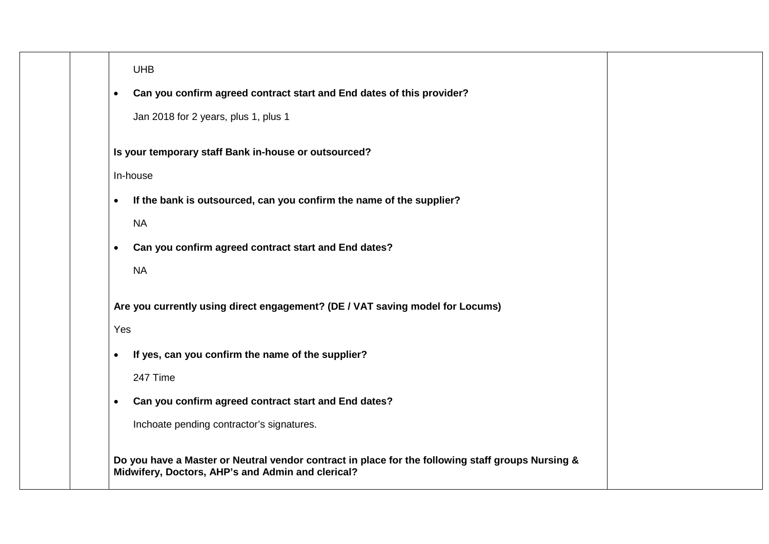| | | UHB<br><br>• **Can you confirm agreed contract start and End dates of this provider?**<br><br>Jan 2018 for 2 years, plus 1, plus 1<br><br>**Is your temporary staff Bank in-house or outsourced?**<br><br>In-house<br><br>• **If the bank is outsourced, can you confirm the name of the supplier?**<br><br>NA<br><br>• **Can you confirm agreed contract start and End dates?**<br><br>NA<br><br>**Are you currently using direct engagement? (DE / VAT saving model for Locums)**<br><br>Yes<br><br>• **If yes, can you confirm the name of the supplier?**<br><br>247 Time<br><br>• **Can you confirm agreed contract start and End dates?**<br><br>Inchoate pending contractor's signatures.<br><br>**Do you have a Master or Neutral vendor contract in place for the following staff groups Nursing & Midwifery, Doctors, AHP's and Admin and clerical?** | |
|---|---|---|---|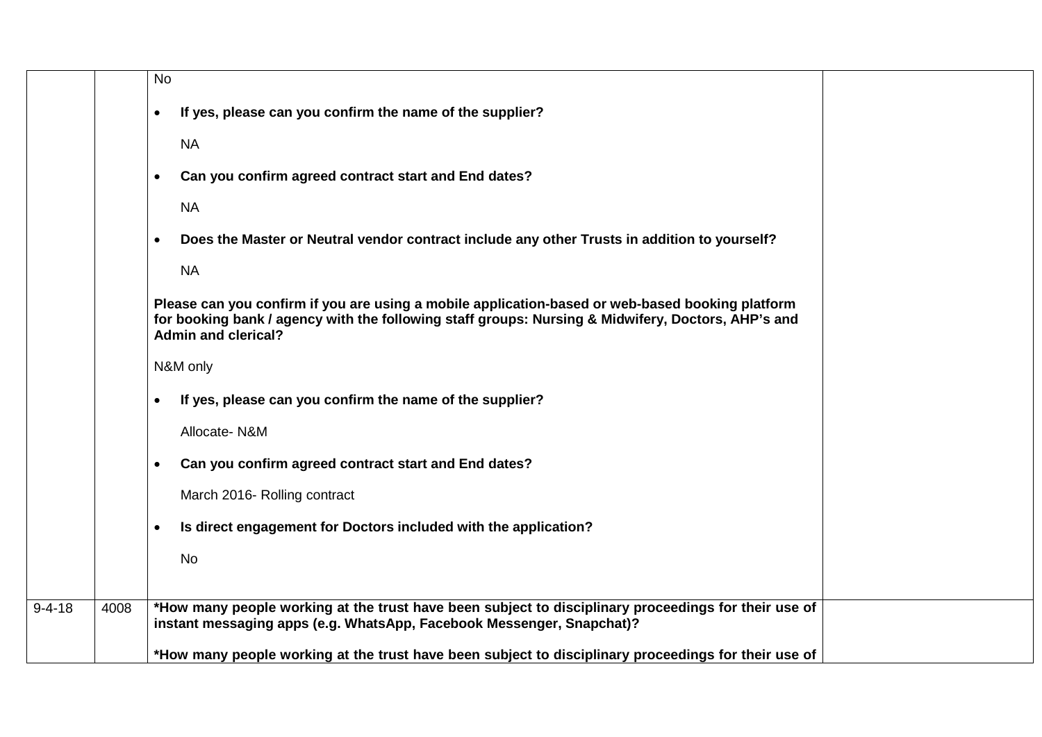| | | | |
|---|---|---|---|
| | | No<br><br>• **If yes, please can you confirm the name of the supplier?**<br><br>NA<br><br>• **Can you confirm agreed contract start and End dates?**<br><br>NA<br><br>• **Does the Master or Neutral vendor contract include any other Trusts in addition to yourself?**<br><br>NA<br><br>**Please can you confirm if you are using a mobile application-based or web-based booking platform for booking bank / agency with the following staff groups: Nursing & Midwifery, Doctors, AHP's and Admin and clerical?**<br><br>N&M only<br><br>• **If yes, please can you confirm the name of the supplier?**<br><br>Allocate- N&M<br><br>• **Can you confirm agreed contract start and End dates?**<br><br>March 2016- Rolling contract<br><br>• **Is direct engagement for Doctors included with the application?**<br><br>No | |
| 9-4-18 | 4008 | ***How many people working at the trust have been subject to disciplinary proceedings for their use of instant messaging apps (e.g. WhatsApp, Facebook Messenger, Snapchat)?**<br><br>***How many people working at the trust have been subject to disciplinary proceedings for their use of** | |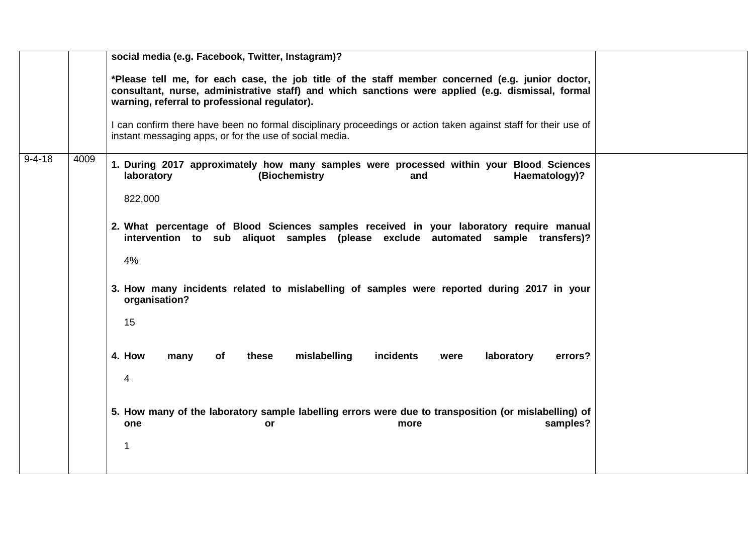| | | | |
|---|---|---|---|
| | | **social media (e.g. Facebook, Twitter, Instagram)?**<br><br>***Please tell me, for each case, the job title of the staff member concerned (e.g. junior doctor, consultant, nurse, administrative staff) and which sanctions were applied (e.g. dismissal, formal warning, referral to professional regulator).**<br><br>I can confirm there have been no formal disciplinary proceedings or action taken against staff for their use of instant messaging apps, or for the use of social media. | |
| 9-4-18 | 4009 | 1. **During 2017 approximately how many samples were processed within your Blood Sciences laboratory (Biochemistry and Haematology)?**<br><br>822,000<br><br>2. **What percentage of Blood Sciences samples received in your laboratory require manual intervention to sub aliquot samples (please exclude automated sample transfers)?**<br><br>4%<br><br>3. **How many incidents related to mislabelling of samples were reported during 2017 in your organisation?**<br><br>15<br><br>4. **How many of these mislabelling incidents were laboratory errors?**<br><br>4<br><br>5. **How many of the laboratory sample labelling errors were due to transposition (or mislabelling) of one or more samples?**<br><br>1 | |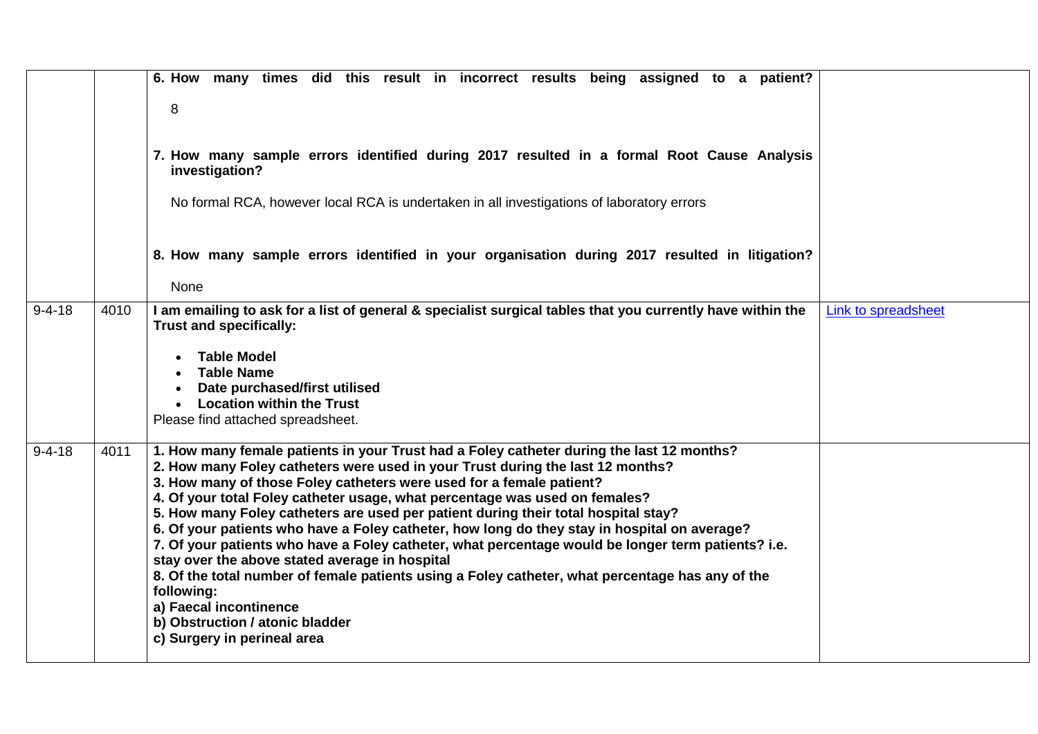| | | | |
|---|---|---|---|
| | | **6. How many times did this result in incorrect results being assigned to a patient?**<br><br>8<br><br>**7. How many sample errors identified during 2017 resulted in a formal Root Cause Analysis investigation?**<br><br>No formal RCA, however local RCA is undertaken in all investigations of laboratory errors<br><br>**8. How many sample errors identified in your organisation during 2017 resulted in litigation?**<br><br>None | |
| 9-4-18 | 4010 | **I am emailing to ask for a list of general & specialist surgical tables that you currently have within the Trust and specifically:**<br><br>• **Table Model**<br>• **Table Name**<br>• **Date purchased/first utilised**<br>• **Location within the Trust**<br><br>Please find attached spreadsheet. | Link to spreadsheet |
| 9-4-18 | 4011 | **1. How many female patients in your Trust had a Foley catheter during the last 12 months?**<br>**2. How many Foley catheters were used in your Trust during the last 12 months?**<br>**3. How many of those Foley catheters were used for a female patient?**<br>**4. Of your total Foley catheter usage, what percentage was used on females?**<br>**5. How many Foley catheters are used per patient during their total hospital stay?**<br>**6. Of your patients who have a Foley catheter, how long do they stay in hospital on average?**<br>**7. Of your patients who have a Foley catheter, what percentage would be longer term patients? i.e. stay over the above stated average in hospital**<br>**8. Of the total number of female patients using a Foley catheter, what percentage has any of the following:**<br>**a) Faecal incontinence**<br>**b) Obstruction / atonic bladder**<br>**c) Surgery in perineal area** | |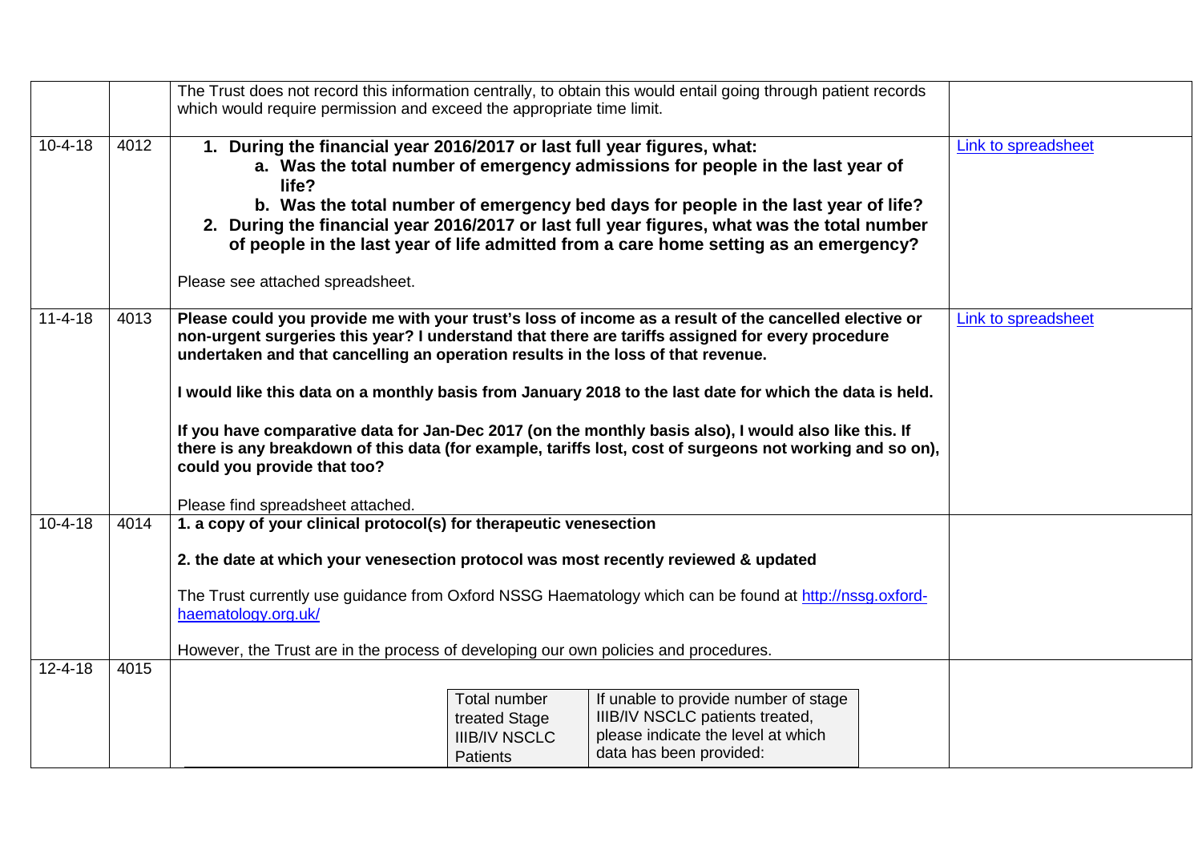| | | | |
|---|---|---|---|
| | | The Trust does not record this information centrally, to obtain this would entail going through patient records which would require permission and exceed the appropriate time limit. | |
| 10-4-18 | 4012 | **1. During the financial year 2016/2017 or last full year figures, what:**<br>**a. Was the total number of emergency admissions for people in the last year of life?**<br>**b. Was the total number of emergency bed days for people in the last year of life?**<br>**2. During the financial year 2016/2017 or last full year figures, what was the total number of people in the last year of life admitted from a care home setting as an emergency?**<br><br>Please see attached spreadsheet. | [Link to spreadsheet]() |
| 11-4-18 | 4013 | **Please could you provide me with your trust's loss of income as a result of the cancelled elective or non-urgent surgeries this year? I understand that there are tariffs assigned for every procedure undertaken and that cancelling an operation results in the loss of that revenue.**<br><br>**I would like this data on a monthly basis from January 2018 to the last date for which the data is held.**<br><br>**If you have comparative data for Jan-Dec 2017 (on the monthly basis also), I would also like this. If there is any breakdown of this data (for example, tariffs lost, cost of surgeons not working and so on), could you provide that too?**<br><br>Please find spreadsheet attached. | [Link to spreadsheet]() |
| 10-4-18 | 4014 | **1. a copy of your clinical protocol(s) for therapeutic venesection**<br><br>**2. the date at which your venesection protocol was most recently reviewed & updated**<br><br>The Trust currently use guidance from Oxford NSSG Haematology which can be found at [http://nssg.oxford-haematology.org.uk/](http://nssg.oxford-haematology.org.uk/)<br><br>However, the Trust are in the process of developing our own policies and procedures. | |
| 12-4-18 | 4015 | | |

| | Total number treated Stage IIIB/IV NSCLC Patients | If unable to provide number of stage IIIB/IV NSCLC patients treated, please indicate the level at which data has been provided: |
|---|---|---|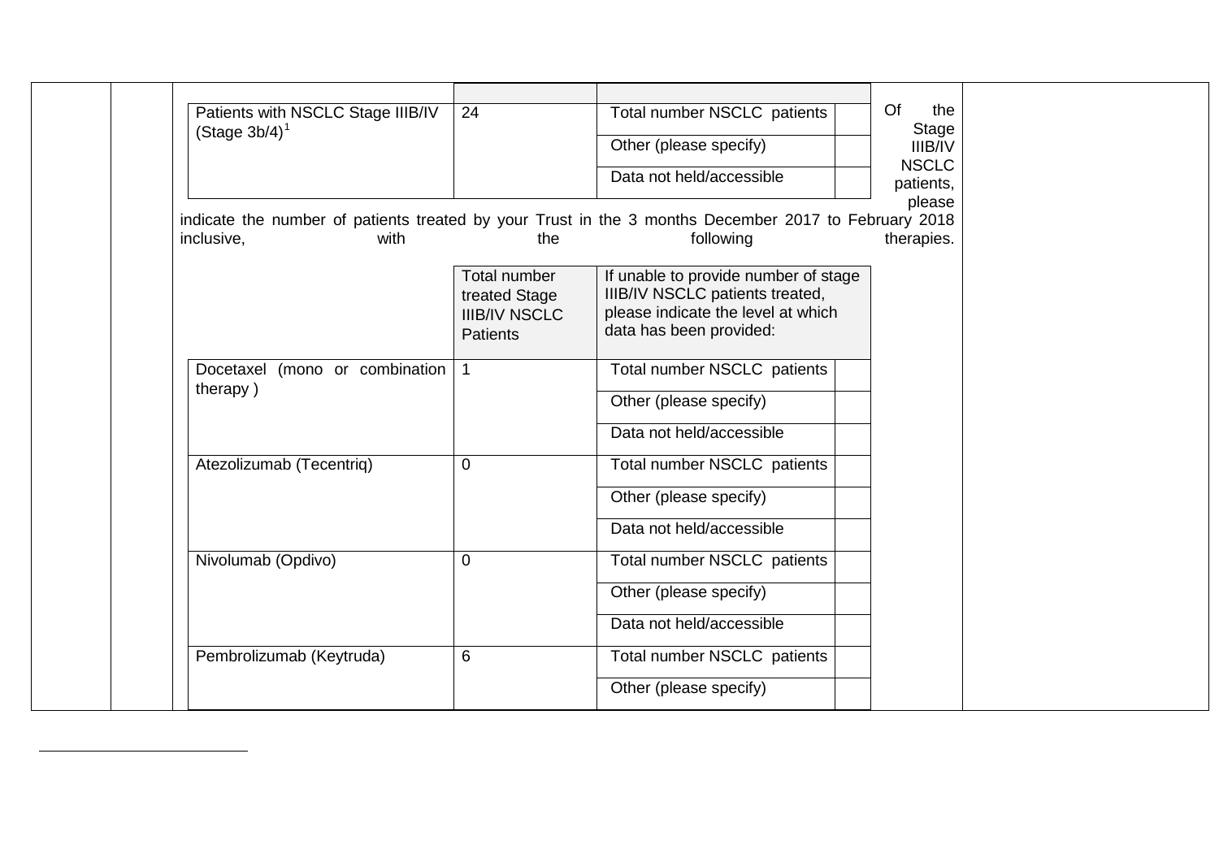| | | | |
|---|---|---|---|
| Patients with NSCLC Stage IIIB/IV (Stage 3b/4)[1] | 24 | Total number NSCLC patients | |
| | | Other (please specify) | |
| | | Data not held/accessible | |

Of the Stage IIIB/IV NSCLC patients, please indicate the number of patients treated by your Trust in the 3 months December 2017 to February 2018 inclusive, with the following therapies.

| | Total number treated Stage IIIB/IV NSCLC Patients | If unable to provide number of stage IIIB/IV NSCLC patients treated, please indicate the level at which data has been provided: | |
|---|---|---|---|
| Docetaxel (mono or combination therapy ) | 1 | Total number NSCLC patients | |
| | | Other (please specify) | |
| | | Data not held/accessible | |
| Atezolizumab (Tecentriq) | 0 | Total number NSCLC patients | |
| | | Other (please specify) | |
| | | Data not held/accessible | |
| Nivolumab (Opdivo) | 0 | Total number NSCLC patients | |
| | | Other (please specify) | |
| | | Data not held/accessible | |
| Pembrolizumab (Keytruda) | 6 | Total number NSCLC patients | |
| | | Other (please specify) | |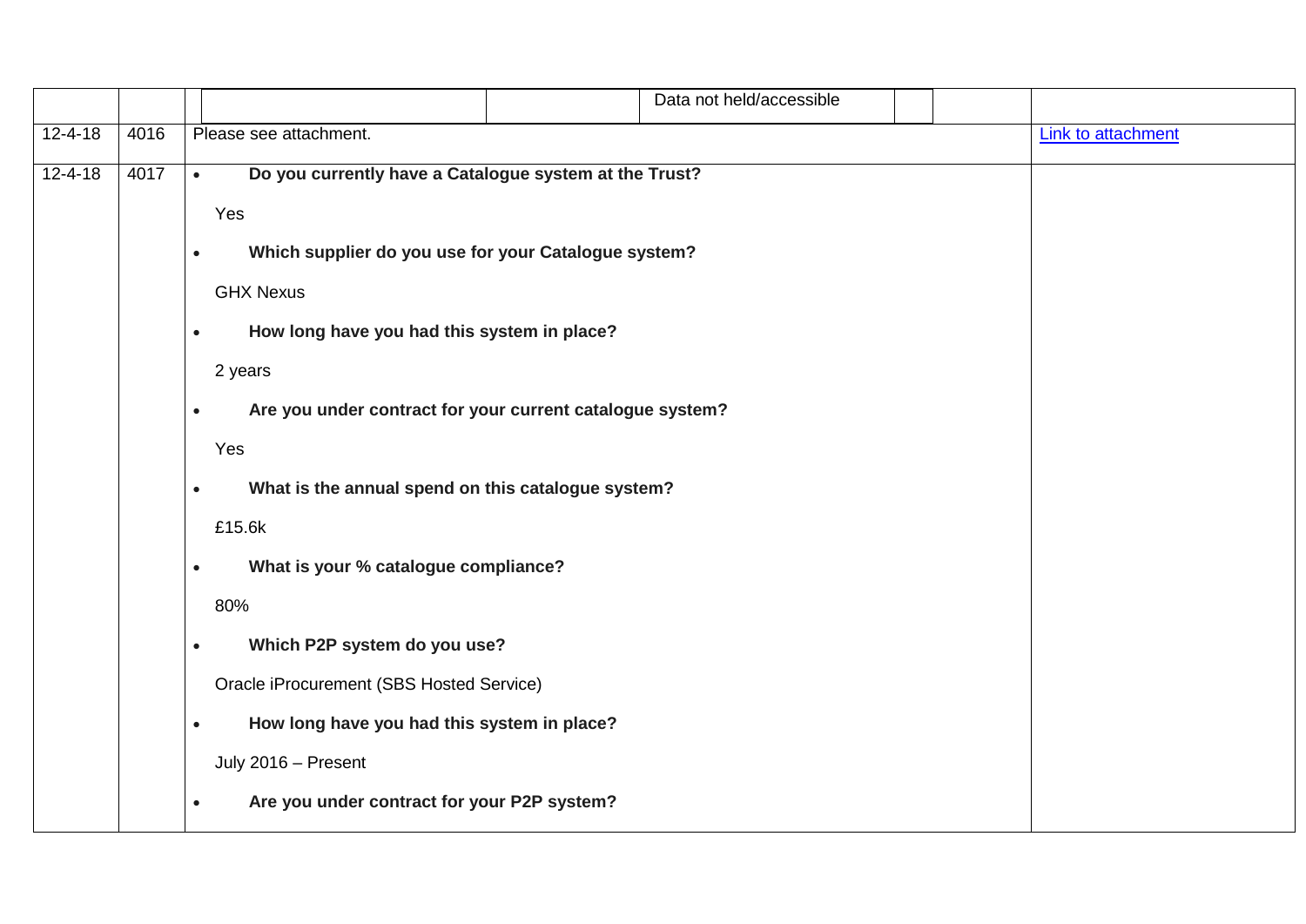| | | | | | | | |
|---|---|---|---|---|---|---|---|
| | | | | Data not held/accessible | | | |
| 12-4-18 | 4016 | Please see attachment. | | | | | [Link to attachment]() |
| 12-4-18 | 4017 | • **Do you currently have a Catalogue system at the Trust?**<br><br>Yes<br><br>• **Which supplier do you use for your Catalogue system?**<br><br>GHX Nexus<br><br>• **How long have you had this system in place?**<br><br>2 years<br><br>• **Are you under contract for your current catalogue system?**<br><br>Yes<br><br>• **What is the annual spend on this catalogue system?**<br><br>£15.6k<br><br>• **What is your % catalogue compliance?**<br><br>80%<br><br>• **Which P2P system do you use?**<br><br>Oracle iProcurement (SBS Hosted Service)<br><br>• **How long have you had this system in place?**<br><br>July 2016 – Present<br><br>• **Are you under contract for your P2P system?** | | | | | |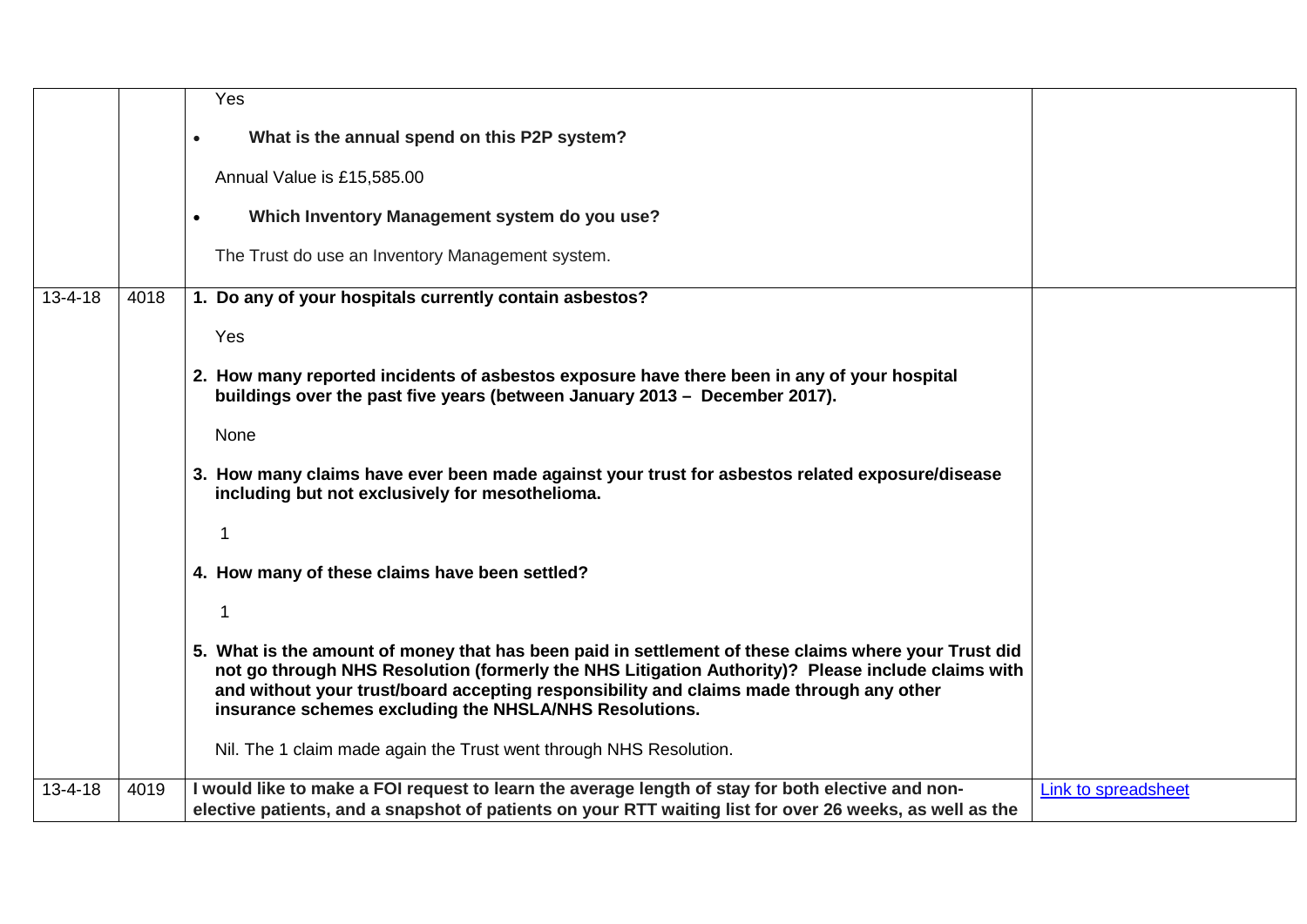| | | | |
|---|---|---|---|
| | | Yes<br><br>• **What is the annual spend on this P2P system?**<br><br>Annual Value is £15,585.00<br><br>• **Which Inventory Management system do you use?**<br><br>The Trust do use an Inventory Management system. | |
| 13-4-18 | 4018 | **1. Do any of your hospitals currently contain asbestos?**<br><br>Yes<br><br>**2. How many reported incidents of asbestos exposure have there been in any of your hospital buildings over the past five years (between January 2013 – December 2017).**<br><br>None<br><br>**3. How many claims have ever been made against your trust for asbestos related exposure/disease including but not exclusively for mesothelioma.**<br><br>1<br><br>**4. How many of these claims have been settled?**<br><br>1<br><br>**5. What is the amount of money that has been paid in settlement of these claims where your Trust did not go through NHS Resolution (formerly the NHS Litigation Authority)? Please include claims with and without your trust/board accepting responsibility and claims made through any other insurance schemes excluding the NHSLA/NHS Resolutions.**<br><br>Nil. The 1 claim made again the Trust went through NHS Resolution. | |
| 13-4-18 | 4019 | **I would like to make a FOI request to learn the average length of stay for both elective and non-elective patients, and a snapshot of patients on your RTT waiting list for over 26 weeks, as well as the** | Link to spreadsheet |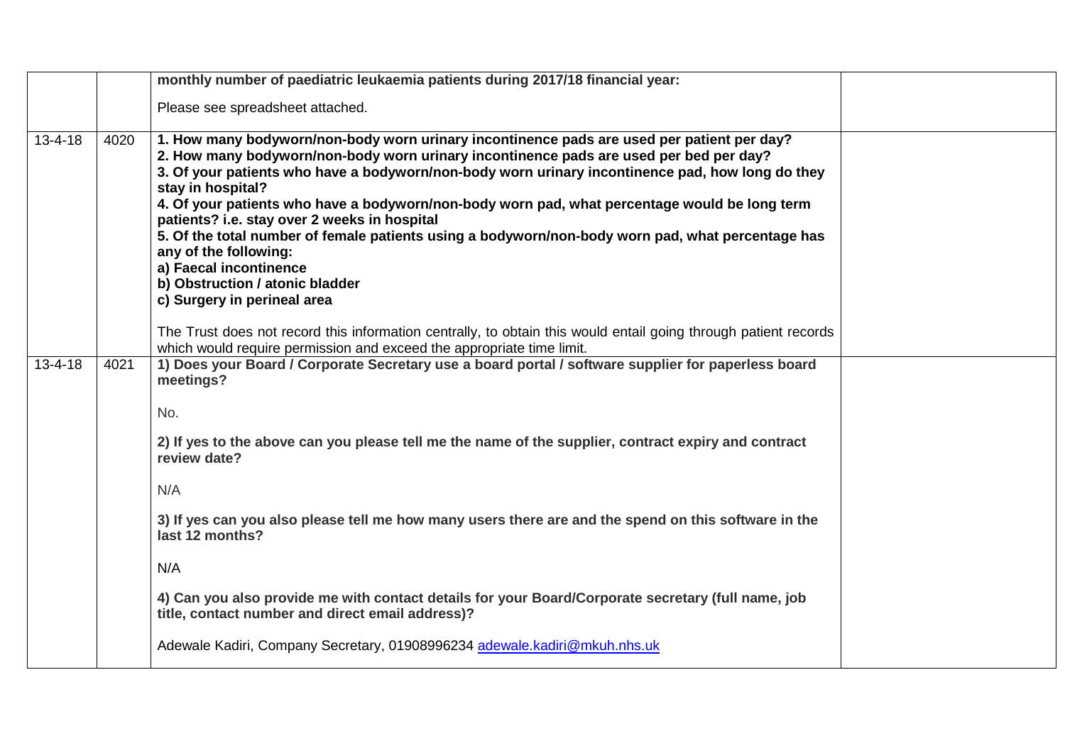|  |  |  |  |
|---|---|---|---|
|  |  | **monthly number of paediatric leukaemia patients during 2017/18 financial year:**<br><br>Please see spreadsheet attached. |  |
| 13-4-18 | 4020 | **1. How many bodyworn/non-body worn urinary incontinence pads are used per patient per day?**<br>**2. How many bodyworn/non-body worn urinary incontinence pads are used per bed per day?**<br>**3. Of your patients who have a bodyworn/non-body worn urinary incontinence pad, how long do they stay in hospital?**<br>**4. Of your patients who have a bodyworn/non-body worn pad, what percentage would be long term patients? i.e. stay over 2 weeks in hospital**<br>**5. Of the total number of female patients using a bodyworn/non-body worn pad, what percentage has any of the following:**<br>**a) Faecal incontinence**<br>**b) Obstruction / atonic bladder**<br>**c) Surgery in perineal area**<br><br>The Trust does not record this information centrally, to obtain this would entail going through patient records which would require permission and exceed the appropriate time limit. |  |
| 13-4-18 | 4021 | **1) Does your Board / Corporate Secretary use a board portal / software supplier for paperless board meetings?**<br><br>No.<br><br>**2) If yes to the above can you please tell me the name of the supplier, contract expiry and contract review date?**<br><br>N/A<br><br>**3) If yes can you also please tell me how many users there are and the spend on this software in the last 12 months?**<br><br>N/A<br><br>**4) Can you also provide me with contact details for your Board/Corporate secretary (full name, job title, contact number and direct email address)?**<br><br>Adewale Kadiri, Company Secretary, 01908996234 adewale.kadiri@mkuh.nhs.uk |  |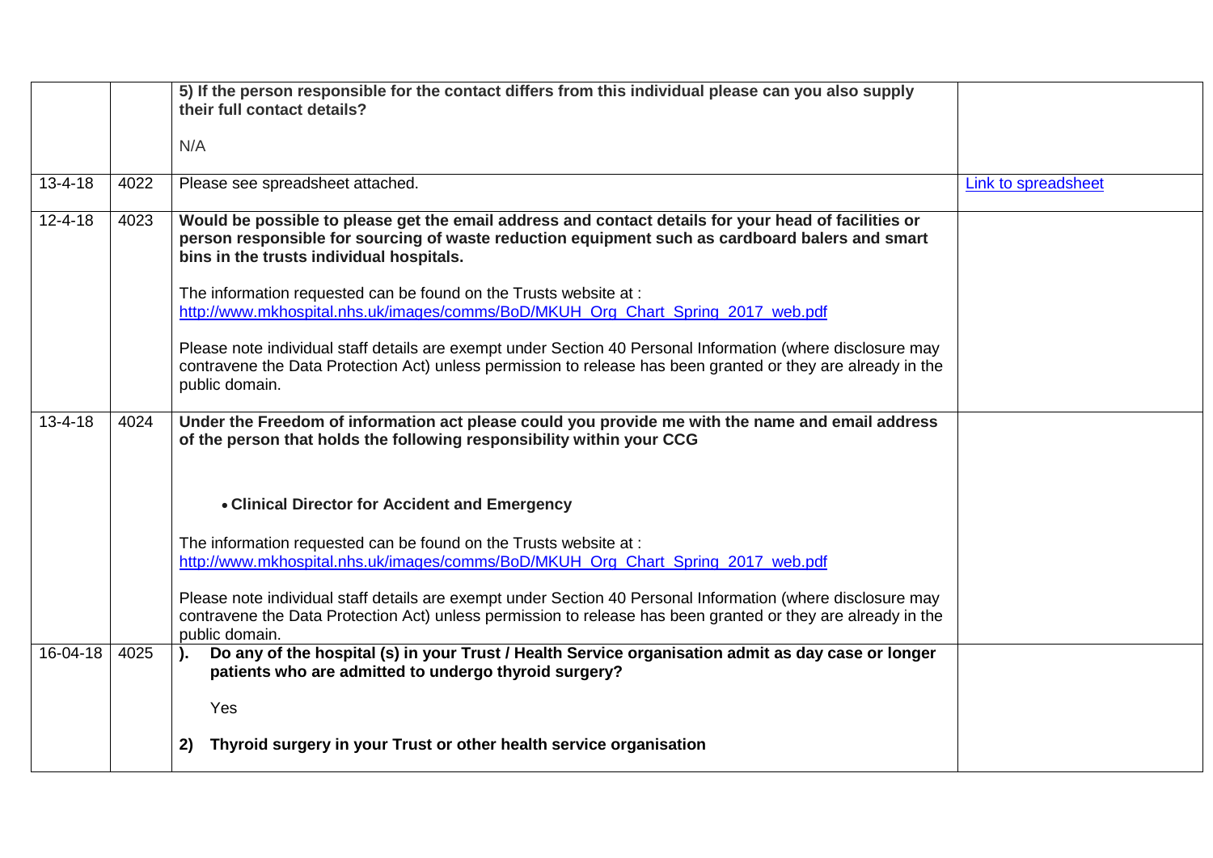| | | | |
|---|---|---|---|
| | | **5) If the person responsible for the contact differs from this individual please can you also supply their full contact details?**<br><br>N/A | |
| 13-4-18 | 4022 | Please see spreadsheet attached. | Link to spreadsheet |
| 12-4-18 | 4023 | **Would be possible to please get the email address and contact details for your head of facilities or person responsible for sourcing of waste reduction equipment such as cardboard balers and smart bins in the trusts individual hospitals.**<br><br>The information requested can be found on the Trusts website at : http://www.mkhospital.nhs.uk/images/comms/BoD/MKUH_Org_Chart_Spring_2017_web.pdf<br><br>Please note individual staff details are exempt under Section 40 Personal Information (where disclosure may contravene the Data Protection Act) unless permission to release has been granted or they are already in the public domain. | |
| 13-4-18 | 4024 | **Under the Freedom of information act please could you provide me with the name and email address of the person that holds the following responsibility within your CCG**<br><br>• **Clinical Director for Accident and Emergency**<br><br>The information requested can be found on the Trusts website at : http://www.mkhospital.nhs.uk/images/comms/BoD/MKUH_Org_Chart_Spring_2017_web.pdf<br><br>Please note individual staff details are exempt under Section 40 Personal Information (where disclosure may contravene the Data Protection Act) unless permission to release has been granted or they are already in the public domain. | |
| 16-04-18 | 4025 | **). Do any of the hospital (s) in your Trust / Health Service organisation admit as day case or longer patients who are admitted to undergo thyroid surgery?**<br><br>Yes<br><br>**2) Thyroid surgery in your Trust or other health service organisation** | |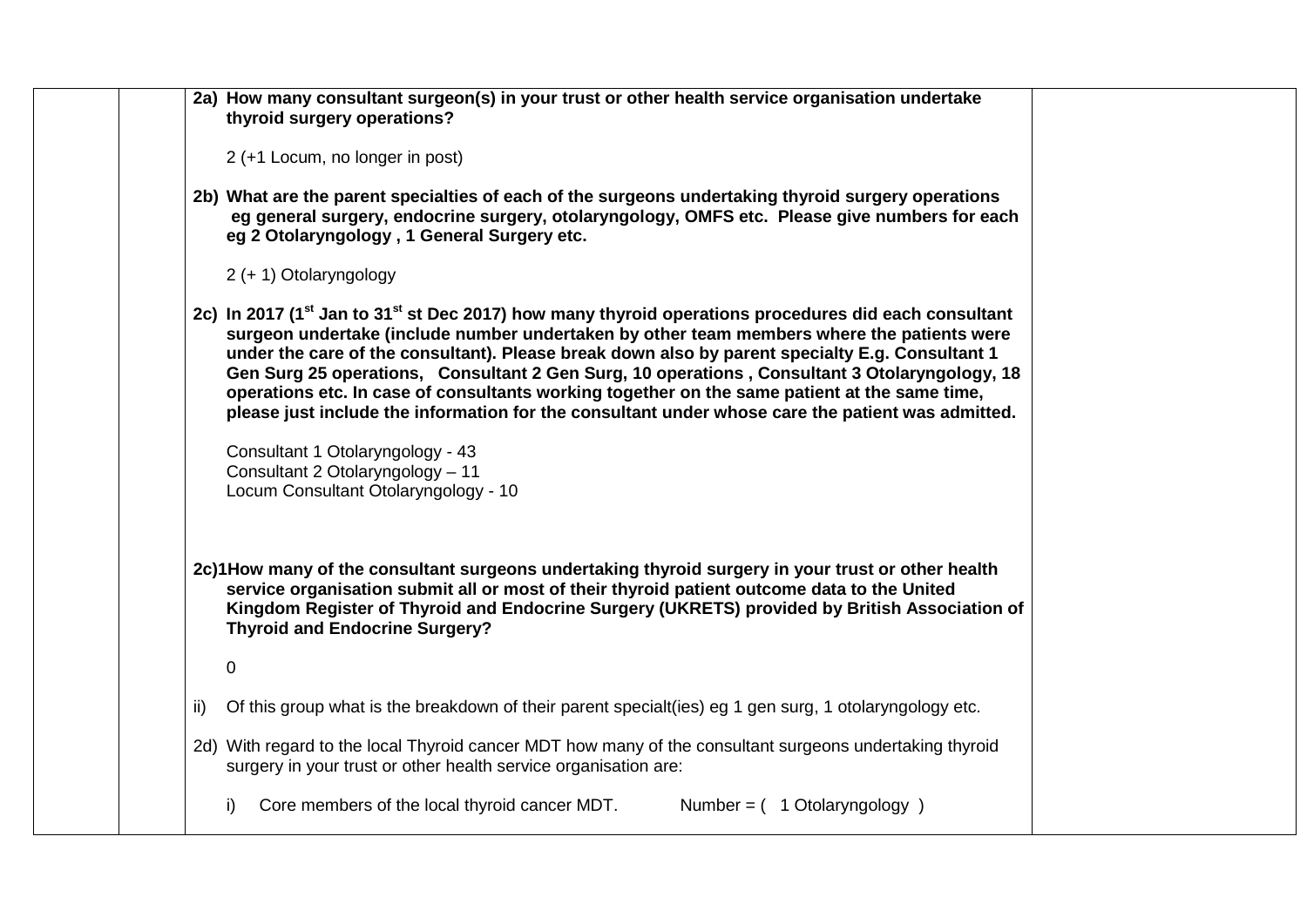**2a) How many consultant surgeon(s) in your trust or other health service organisation undertake thyroid surgery operations?**

2 (+1 Locum, no longer in post)

**2b) What are the parent specialties of each of the surgeons undertaking thyroid surgery operations eg general surgery, endocrine surgery, otolaryngology, OMFS etc. Please give numbers for each eg 2 Otolaryngology , 1 General Surgery etc.**

2 (+ 1) Otolaryngology

**2c) In 2017 (1st Jan to 31st st Dec 2017) how many thyroid operations procedures did each consultant surgeon undertake (include number undertaken by other team members where the patients were under the care of the consultant). Please break down also by parent specialty E.g. Consultant 1 Gen Surg 25 operations, Consultant 2 Gen Surg, 10 operations , Consultant 3 Otolaryngology, 18 operations etc. In case of consultants working together on the same patient at the same time, please just include the information for the consultant under whose care the patient was admitted.**

Consultant 1 Otolaryngology - 43
Consultant 2 Otolaryngology – 11
Locum Consultant Otolaryngology - 10

**2c)1 How many of the consultant surgeons undertaking thyroid surgery in your trust or other health service organisation submit all or most of their thyroid patient outcome data to the United Kingdom Register of Thyroid and Endocrine Surgery (UKRETS) provided by British Association of Thyroid and Endocrine Surgery?**

0

ii) Of this group what is the breakdown of their parent specialt(ies) eg 1 gen surg, 1 otolaryngology etc.

2d) With regard to the local Thyroid cancer MDT how many of the consultant surgeons undertaking thyroid surgery in your trust or other health service organisation are:

i) Core members of the local thyroid cancer MDT. Number = ( 1 Otolaryngology )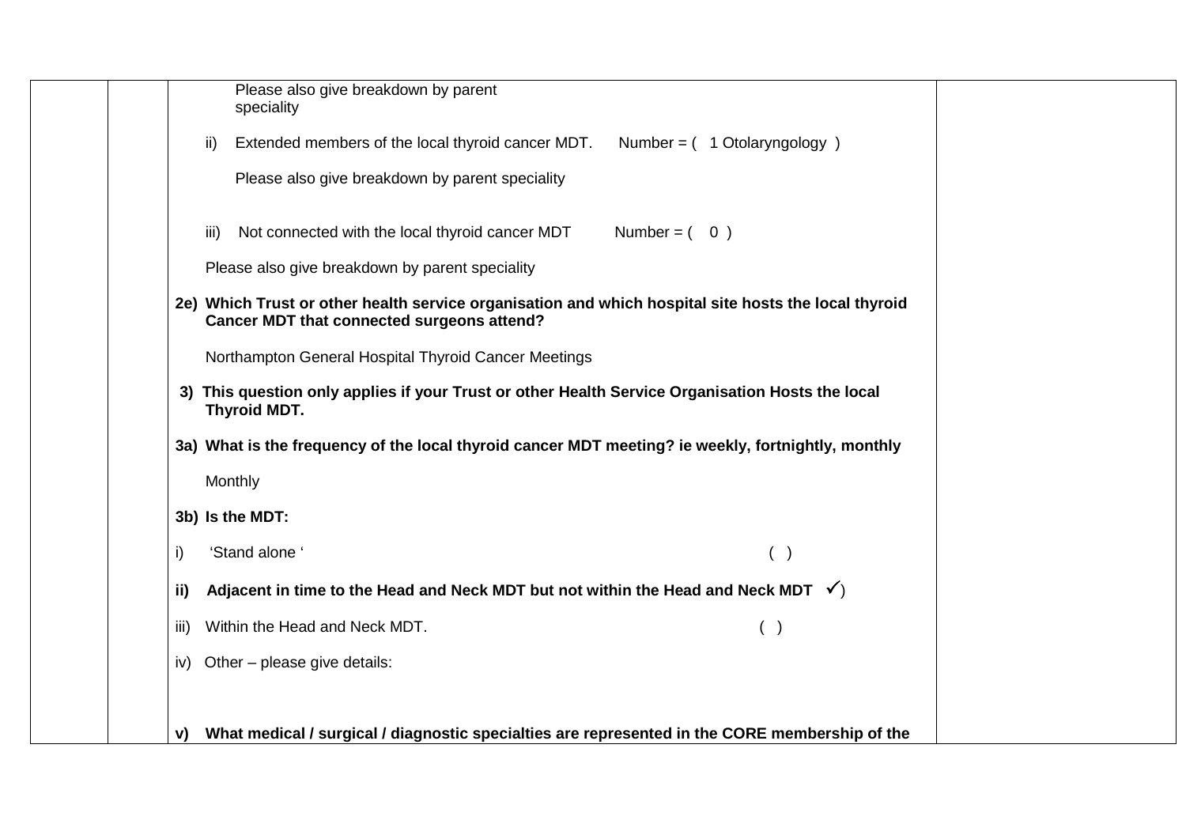Please also give breakdown by parent speciality

ii) Extended members of the local thyroid cancer MDT. Number = ( 1 Otolaryngology )

Please also give breakdown by parent speciality

iii) Not connected with the local thyroid cancer MDT Number = ( 0 )

Please also give breakdown by parent speciality

**2e) Which Trust or other health service organisation and which hospital site hosts the local thyroid Cancer MDT that connected surgeons attend?**

Northampton General Hospital Thyroid Cancer Meetings

**3) This question only applies if your Trust or other Health Service Organisation Hosts the local Thyroid MDT.**

**3a) What is the frequency of the local thyroid cancer MDT meeting? ie weekly, fortnightly, monthly**

Monthly

**3b) Is the MDT:**

i) 'Stand alone ' ( )

**ii) Adjacent in time to the Head and Neck MDT but not within the Head and Neck MDT** ✓)

iii) Within the Head and Neck MDT. ( )

iv) Other – please give details:

**v) What medical / surgical / diagnostic specialties are represented in the CORE membership of the**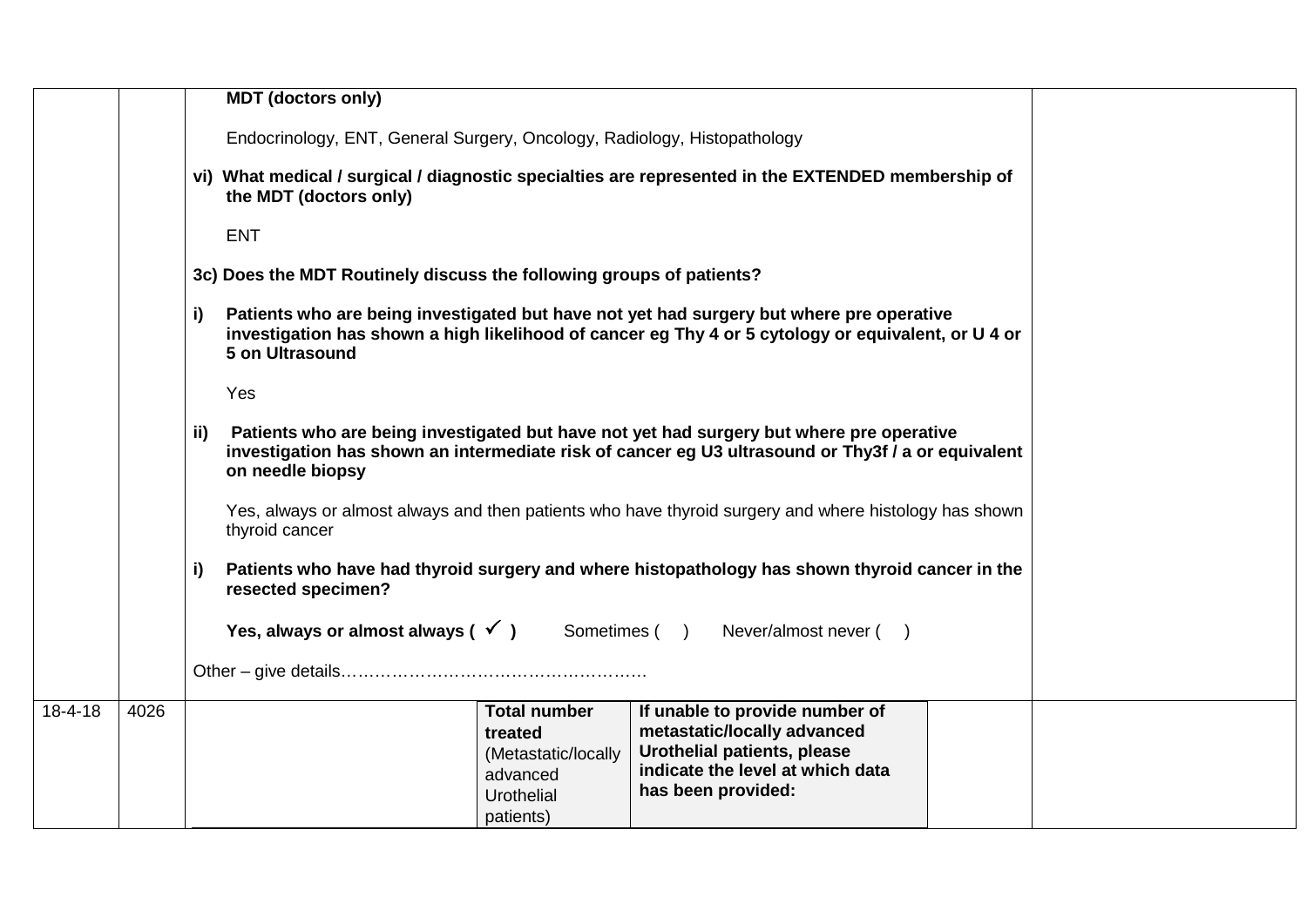| | | | |
|---|---|---|---|
| | | **MDT (doctors only)**<br><br>Endocrinology, ENT, General Surgery, Oncology, Radiology, Histopathology<br><br>**vi) What medical / surgical / diagnostic specialties are represented in the EXTENDED membership of the MDT (doctors only)**<br><br>ENT<br><br>**3c) Does the MDT Routinely discuss the following groups of patients?**<br><br>**i) Patients who are being investigated but have not yet had surgery but where pre operative investigation has shown a high likelihood of cancer eg Thy 4 or 5 cytology or equivalent, or U 4 or 5 on Ultrasound**<br><br>Yes<br><br>**ii) Patients who are being investigated but have not yet had surgery but where pre operative investigation has shown an intermediate risk of cancer eg U3 ultrasound or Thy3f / a or equivalent on needle biopsy**<br><br>Yes, always or almost always and then patients who have thyroid surgery and where histology has shown thyroid cancer<br><br>**i) Patients who have had thyroid surgery and where histopathology has shown thyroid cancer in the resected specimen?**<br><br>**Yes, always or almost always ( ✓ )** Sometimes ( ) Never/almost never ( )<br><br>Other – give details…………………………………………… | |
| 18-4-18 | 4026 | | **Total number treated** (Metastatic/locally advanced Urothelial patients) | **If unable to provide number of metastatic/locally advanced Urothelial patients, please indicate the level at which data has been provided:** | | |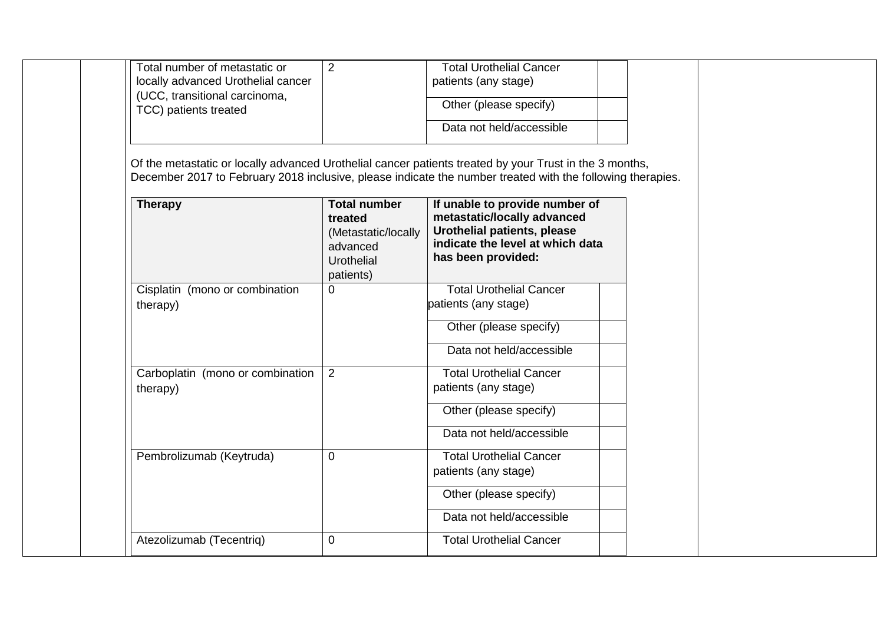| | | | |
|---|---|---|---|
| Total number of metastatic or locally advanced Urothelial cancer (UCC, transitional carcinoma, TCC) patients treated | 2 | Total Urothelial Cancer patients (any stage) | |
| | | Other (please specify) | |
| | | Data not held/accessible | |

Of the metastatic or locally advanced Urothelial cancer patients treated by your Trust in the 3 months, December 2017 to February 2018 inclusive, please indicate the number treated with the following therapies.

| **Therapy** | **Total number treated** (Metastatic/locally advanced Urothelial patients) | **If unable to provide number of metastatic/locally advanced Urothelial patients, please indicate the level at which data has been provided:** | |
|---|---|---|---|
| Cisplatin (mono or combination therapy) | 0 | Total Urothelial Cancer patients (any stage) | |
| | | Other (please specify) | |
| | | Data not held/accessible | |
| Carboplatin (mono or combination therapy) | 2 | Total Urothelial Cancer patients (any stage) | |
| | | Other (please specify) | |
| | | Data not held/accessible | |
| Pembrolizumab (Keytruda) | 0 | Total Urothelial Cancer patients (any stage) | |
| | | Other (please specify) | |
| | | Data not held/accessible | |
| Atezolizumab (Tecentriq) | 0 | Total Urothelial Cancer | |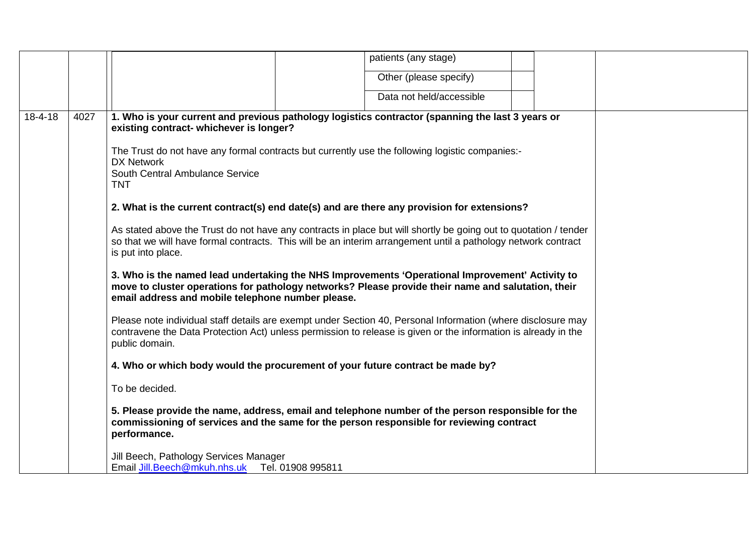| | | | | | | | |
|---|---|---|---|---|---|---|---|
| | | | | patients (any stage) | | | |
| | | | | Other (please specify) | | | |
| | | | | Data not held/accessible | | | |
| 18-4-18 | 4027 | **1. Who is your current and previous pathology logistics contractor (spanning the last 3 years or existing contract- whichever is longer?**<br><br>The Trust do not have any formal contracts but currently use the following logistic companies:-<br>DX Network<br>South Central Ambulance Service<br>TNT<br><br>**2. What is the current contract(s) end date(s) and are there any provision for extensions?**<br><br>As stated above the Trust do not have any contracts in place but will shortly be going out to quotation / tender so that we will have formal contracts. This will be an interim arrangement until a pathology network contract is put into place.<br><br>**3. Who is the named lead undertaking the NHS Improvements 'Operational Improvement' Activity to move to cluster operations for pathology networks? Please provide their name and salutation, their email address and mobile telephone number please.**<br><br>Please note individual staff details are exempt under Section 40, Personal Information (where disclosure may contravene the Data Protection Act) unless permission to release is given or the information is already in the public domain.<br><br>**4. Who or which body would the procurement of your future contract be made by?**<br><br>To be decided.<br><br>**5. Please provide the name, address, email and telephone number of the person responsible for the commissioning of services and the same for the person responsible for reviewing contract performance.**<br><br>Jill Beech, Pathology Services Manager<br>Email Jill.Beech@mkuh.nhs.uk Tel. 01908 995811 | | | | | |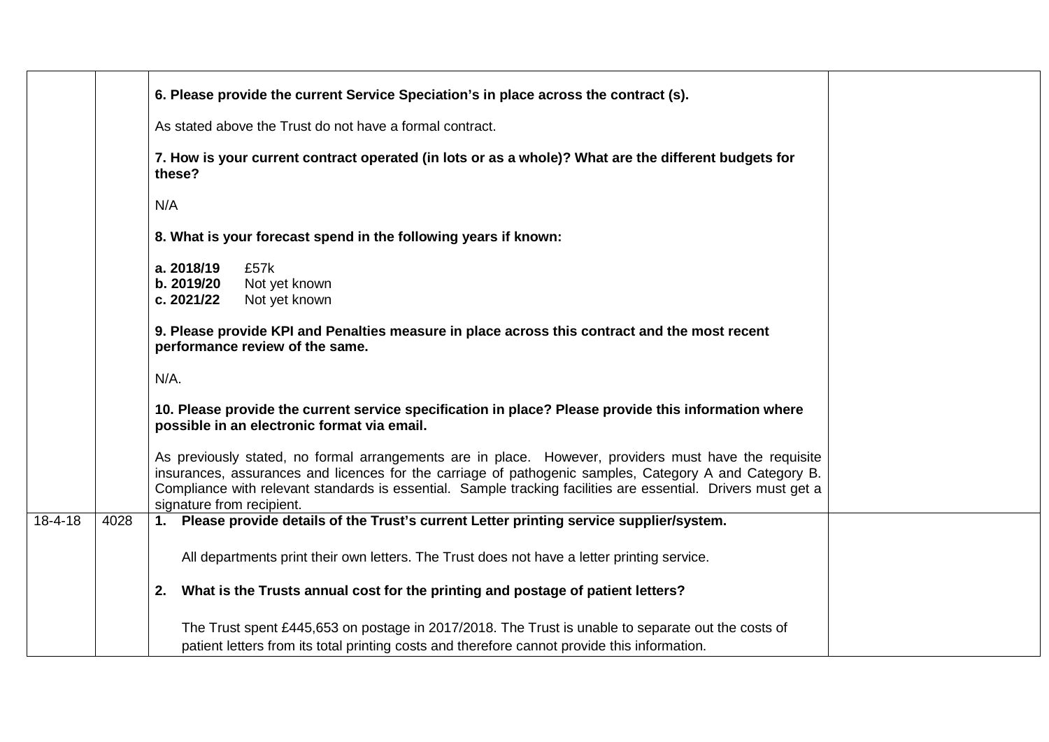| | | | |
|---|---|---|---|
| | | **6. Please provide the current Service Speciation's in place across the contract (s).**<br><br>As stated above the Trust do not have a formal contract.<br><br>**7. How is your current contract operated (in lots or as a whole)? What are the different budgets for these?**<br><br>N/A<br><br>**8. What is your forecast spend in the following years if known:**<br><br>**a. 2018/19** £57k<br>**b. 2019/20** Not yet known<br>**c. 2021/22** Not yet known<br><br>**9. Please provide KPI and Penalties measure in place across this contract and the most recent performance review of the same.**<br><br>N/A.<br><br>**10. Please provide the current service specification in place? Please provide this information where possible in an electronic format via email.**<br><br>As previously stated, no formal arrangements are in place. However, providers must have the requisite insurances, assurances and licences for the carriage of pathogenic samples, Category A and Category B. Compliance with relevant standards is essential. Sample tracking facilities are essential. Drivers must get a signature from recipient. | |
| 18-4-18 | 4028 | **1. Please provide details of the Trust's current Letter printing service supplier/system.**<br><br>All departments print their own letters. The Trust does not have a letter printing service.<br><br>**2. What is the Trusts annual cost for the printing and postage of patient letters?**<br><br>The Trust spent £445,653 on postage in 2017/2018. The Trust is unable to separate out the costs of patient letters from its total printing costs and therefore cannot provide this information. | |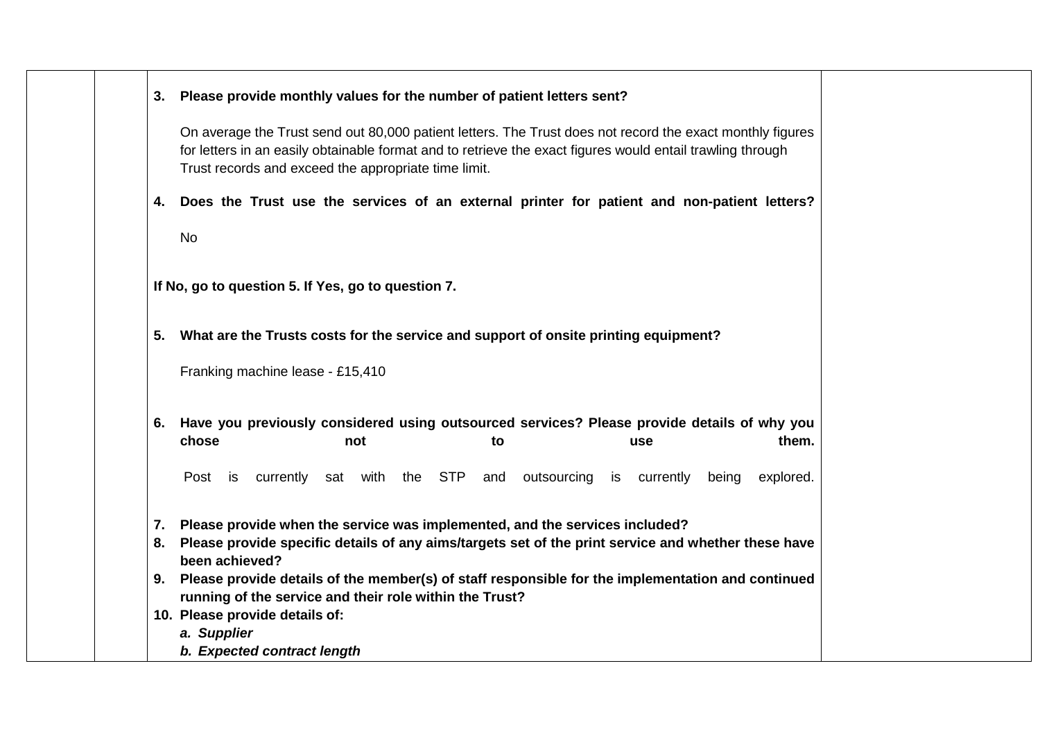| | | | |
|---|---|---|---|
| | | **3. Please provide monthly values for the number of patient letters sent?**<br><br>On average the Trust send out 80,000 patient letters. The Trust does not record the exact monthly figures for letters in an easily obtainable format and to retrieve the exact figures would entail trawling through Trust records and exceed the appropriate time limit.<br><br>**4. Does the Trust use the services of an external printer for patient and non-patient letters?**<br><br>No<br><br>**If No, go to question 5. If Yes, go to question 7.**<br><br>**5. What are the Trusts costs for the service and support of onsite printing equipment?**<br><br>Franking machine lease - £15,410<br><br>**6. Have you previously considered using outsourced services? Please provide details of why you chose not to use them.**<br><br>Post is currently sat with the STP and outsourcing is currently being explored.<br><br>**7. Please provide when the service was implemented, and the services included?**<br>**8. Please provide specific details of any aims/targets set of the print service and whether these have been achieved?**<br>**9. Please provide details of the member(s) of staff responsible for the implementation and continued running of the service and their role within the Trust?**<br>**10. Please provide details of:**<br>***a. Supplier***<br>***b. Expected contract length*** | |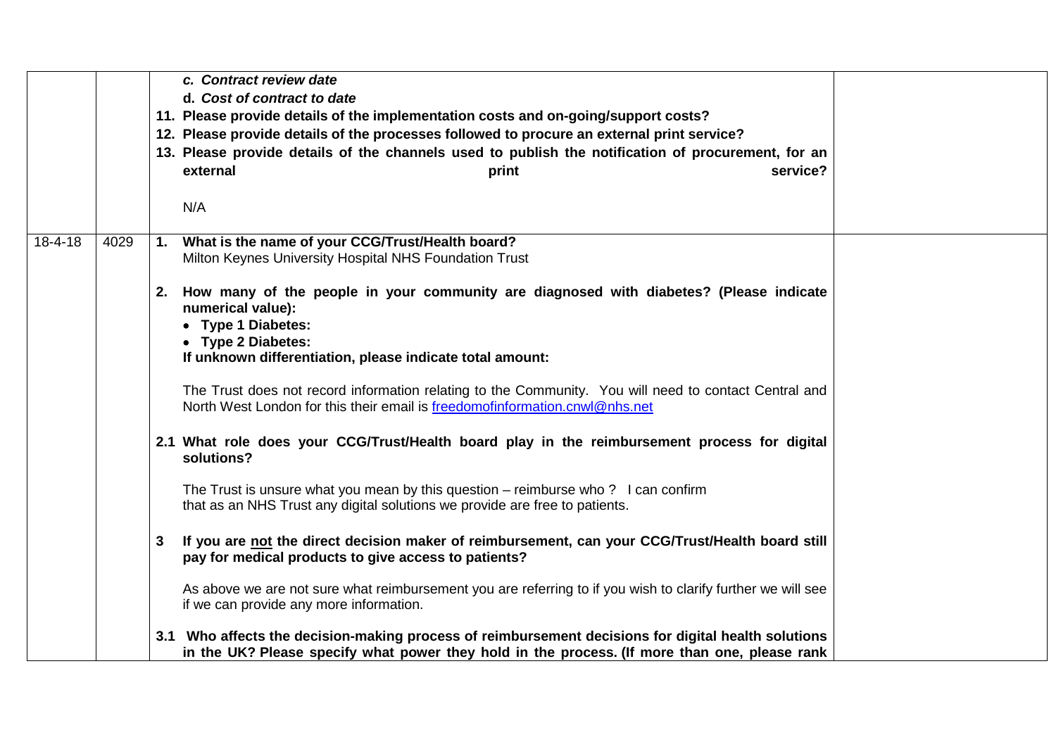| | | | |
|---|---|---|---|
| | | ***c. Contract review date***<br>***d. Cost of contract to date***<br>**11. Please provide details of the implementation costs and on-going/support costs?**<br>**12. Please provide details of the processes followed to procure an external print service?**<br>**13. Please provide details of the channels used to publish the notification of procurement, for an external print service?**<br><br>N/A | |
| 18-4-18 | 4029 | **1. What is the name of your CCG/Trust/Health board?**<br>Milton Keynes University Hospital NHS Foundation Trust<br><br>**2. How many of the people in your community are diagnosed with diabetes? (Please indicate numerical value):**<br>• **Type 1 Diabetes:**<br>• **Type 2 Diabetes:**<br>**If unknown differentiation, please indicate total amount:**<br><br>The Trust does not record information relating to the Community. You will need to contact Central and North West London for this their email is [freedomofinformation.cnwl@nhs.net](mailto:freedomofinformation.cnwl@nhs.net)<br><br>**2.1 What role does your CCG/Trust/Health board play in the reimbursement process for digital solutions?**<br><br>The Trust is unsure what you mean by this question – reimburse who ? I can confirm that as an NHS Trust any digital solutions we provide are free to patients.<br><br>**3 If you are <u>not</u> the direct decision maker of reimbursement, can your CCG/Trust/Health board still pay for medical products to give access to patients?**<br><br>As above we are not sure what reimbursement you are referring to if you wish to clarify further we will see if we can provide any more information.<br><br>**3.1 Who affects the decision-making process of reimbursement decisions for digital health solutions in the UK? Please specify what power they hold in the process. (If more than one, please rank** | |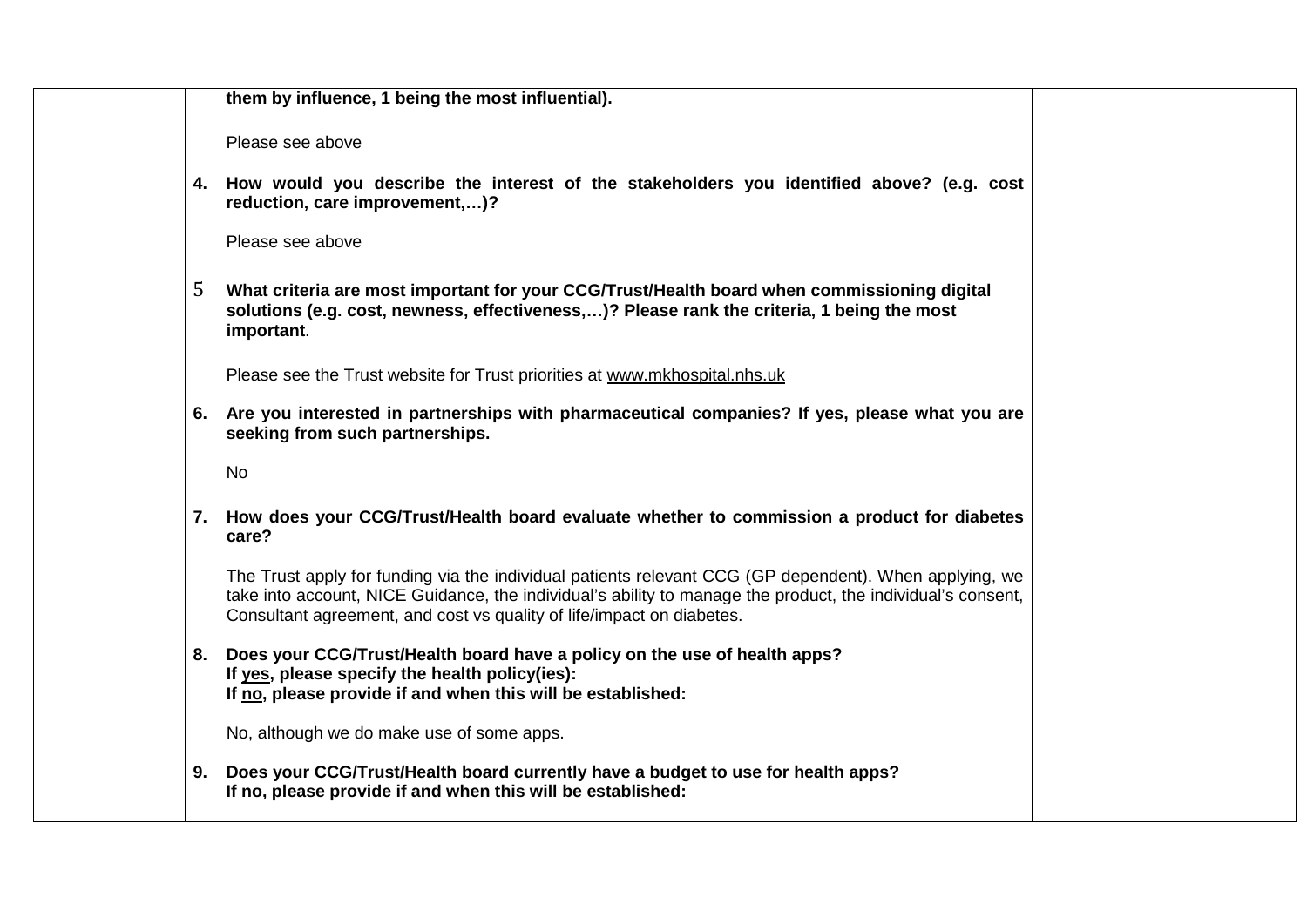**them by influence, 1 being the most influential).**

Please see above

4. **How would you describe the interest of the stakeholders you identified above? (e.g. cost reduction, care improvement,…)?**

   Please see above

5. **What criteria are most important for your CCG/Trust/Health board when commissioning digital solutions (e.g. cost, newness, effectiveness,…)? Please rank the criteria, 1 being the most important**.

   Please see the Trust website for Trust priorities at www.mkhospital.nhs.uk

6. **Are you interested in partnerships with pharmaceutical companies? If yes, please what you are seeking from such partnerships.**

   No

7. **How does your CCG/Trust/Health board evaluate whether to commission a product for diabetes care?**

   The Trust apply for funding via the individual patients relevant CCG (GP dependent). When applying, we take into account, NICE Guidance, the individual's ability to manage the product, the individual's consent, Consultant agreement, and cost vs quality of life/impact on diabetes.

8. **Does your CCG/Trust/Health board have a policy on the use of health apps?**
   **If yes, please specify the health policy(ies):**
   **If no, please provide if and when this will be established:**

   No, although we do make use of some apps.

9. **Does your CCG/Trust/Health board currently have a budget to use for health apps?**
   **If no, please provide if and when this will be established:**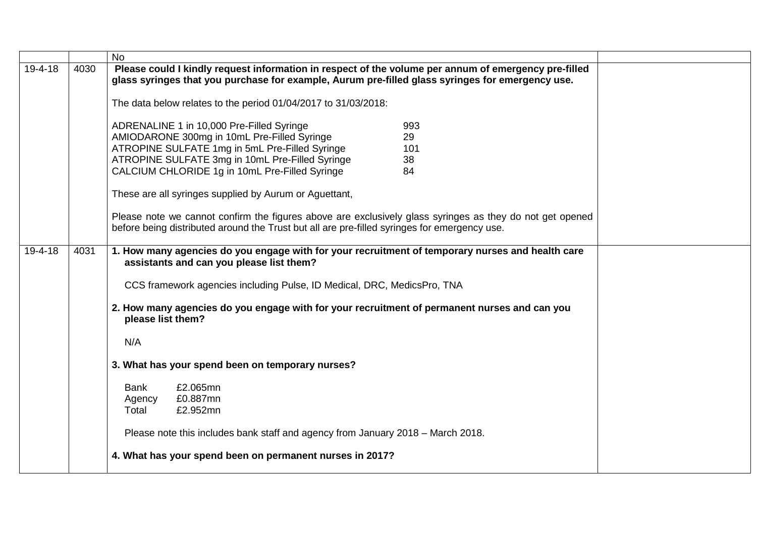| | | | |
|---|---|---|---|
| | | No | |
| 19-4-18 | 4030 | **Please could I kindly request information in respect of the volume per annum of emergency pre-filled glass syringes that you purchase for example, Aurum pre-filled glass syringes for emergency use.**<br><br>The data below relates to the period 01/04/2017 to 31/03/2018:<br><br>ADRENALINE 1 in 10,000 Pre-Filled Syringe 993<br>AMIODARONE 300mg in 10mL Pre-Filled Syringe 29<br>ATROPINE SULFATE 1mg in 5mL Pre-Filled Syringe 101<br>ATROPINE SULFATE 3mg in 10mL Pre-Filled Syringe 38<br>CALCIUM CHLORIDE 1g in 10mL Pre-Filled Syringe 84<br><br>These are all syringes supplied by Aurum or Aguettant,<br><br>Please note we cannot confirm the figures above are exclusively glass syringes as they do not get opened before being distributed around the Trust but all are pre-filled syringes for emergency use. | |
| 19-4-18 | 4031 | **1. How many agencies do you engage with for your recruitment of temporary nurses and health care assistants and can you please list them?**<br><br>CCS framework agencies including Pulse, ID Medical, DRC, MedicsPro, TNA<br><br>**2. How many agencies do you engage with for your recruitment of permanent nurses and can you please list them?**<br><br>N/A<br><br>**3. What has your spend been on temporary nurses?**<br><br>Bank £2.065mn<br>Agency £0.887mn<br>Total £2.952mn<br><br>Please note this includes bank staff and agency from January 2018 – March 2018.<br><br>**4. What has your spend been on permanent nurses in 2017?** | |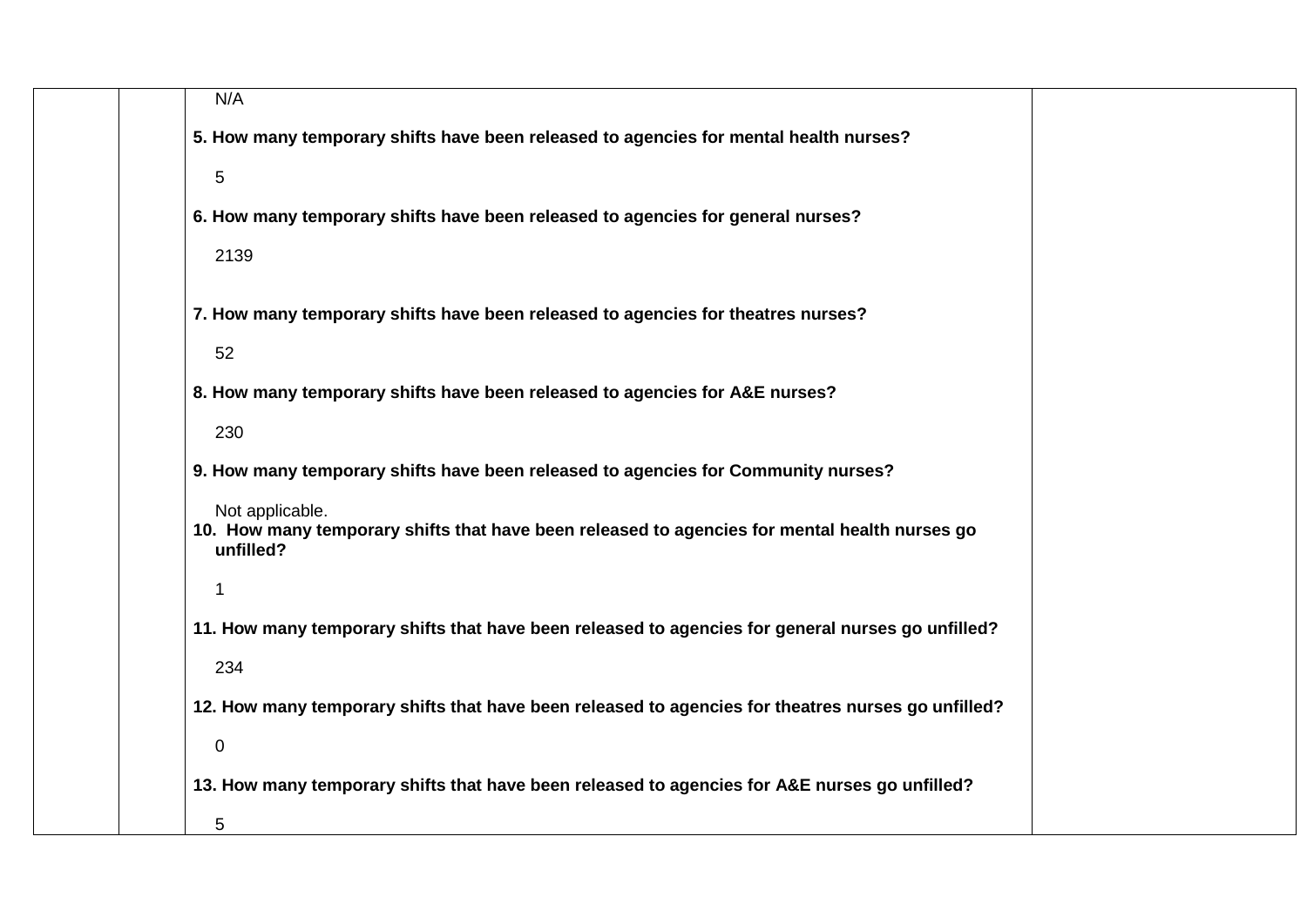| | | N/A<br><br>**5. How many temporary shifts have been released to agencies for mental health nurses?**<br><br>5<br><br>**6. How many temporary shifts have been released to agencies for general nurses?**<br><br>2139<br><br>**7. How many temporary shifts have been released to agencies for theatres nurses?**<br><br>52<br><br>**8. How many temporary shifts have been released to agencies for A&E nurses?**<br><br>230<br><br>**9. How many temporary shifts have been released to agencies for Community nurses?**<br><br>Not applicable.<br>**10. How many temporary shifts that have been released to agencies for mental health nurses go unfilled?**<br><br>1<br><br>**11. How many temporary shifts that have been released to agencies for general nurses go unfilled?**<br><br>234<br><br>**12. How many temporary shifts that have been released to agencies for theatres nurses go unfilled?**<br><br>0<br><br>**13. How many temporary shifts that have been released to agencies for A&E nurses go unfilled?**<br><br>5 | |
|---|---|---|---|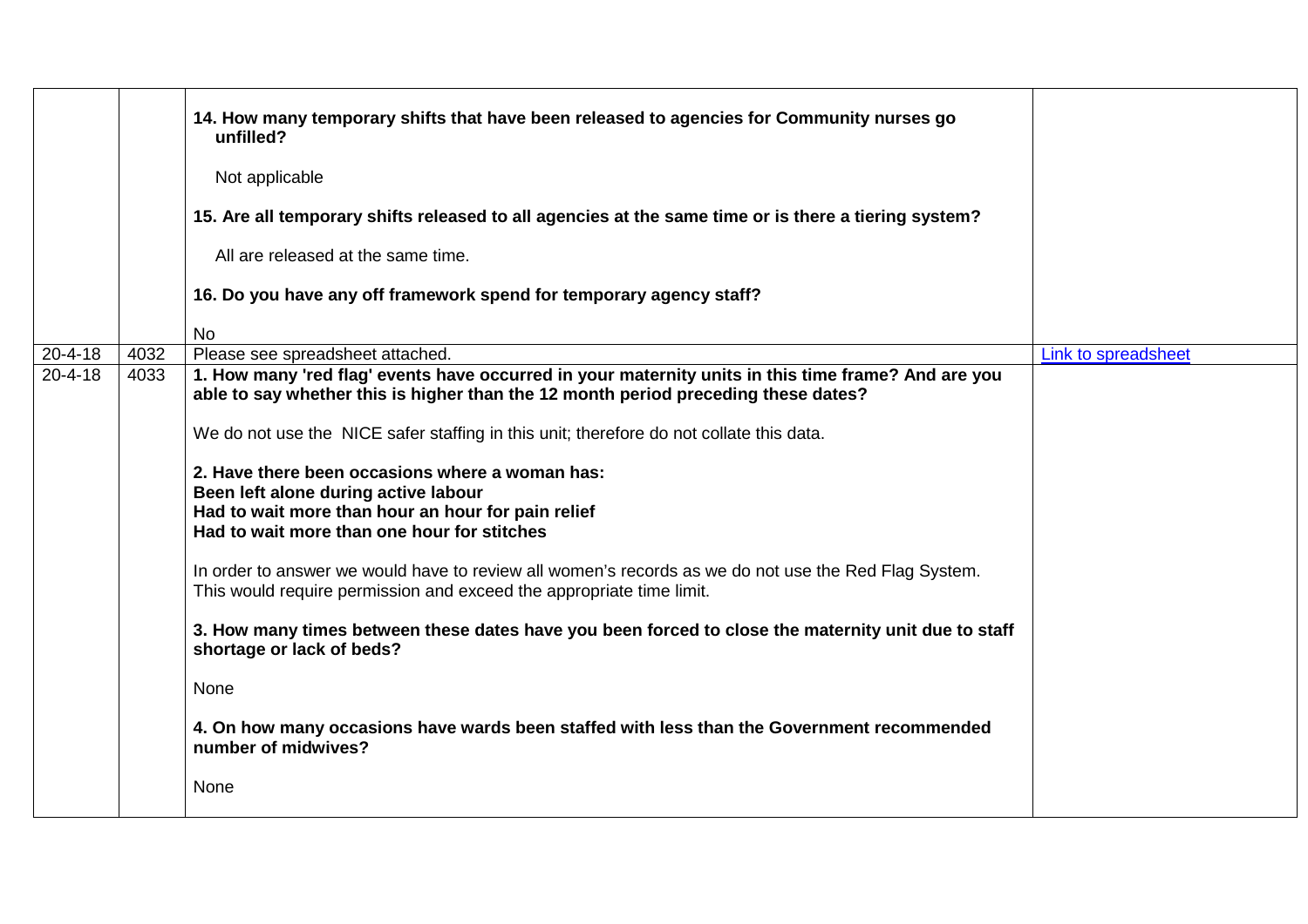| | | | |
|---|---|---|---|
| | | **14. How many temporary shifts that have been released to agencies for Community nurses go unfilled?**<br><br>Not applicable<br><br>**15. Are all temporary shifts released to all agencies at the same time or is there a tiering system?**<br><br>All are released at the same time.<br><br>**16. Do you have any off framework spend for temporary agency staff?**<br><br>No | |
| 20-4-18 | 4032 | Please see spreadsheet attached. | Link to spreadsheet |
| 20-4-18 | 4033 | **1. How many 'red flag' events have occurred in your maternity units in this time frame? And are you able to say whether this is higher than the 12 month period preceding these dates?**<br><br>We do not use the NICE safer staffing in this unit; therefore do not collate this data.<br><br>**2. Have there been occasions where a woman has:**<br>**Been left alone during active labour**<br>**Had to wait more than hour an hour for pain relief**<br>**Had to wait more than one hour for stitches**<br><br>In order to answer we would have to review all women's records as we do not use the Red Flag System. This would require permission and exceed the appropriate time limit.<br><br>**3. How many times between these dates have you been forced to close the maternity unit due to staff shortage or lack of beds?**<br><br>None<br><br>**4. On how many occasions have wards been staffed with less than the Government recommended number of midwives?**<br><br>None | |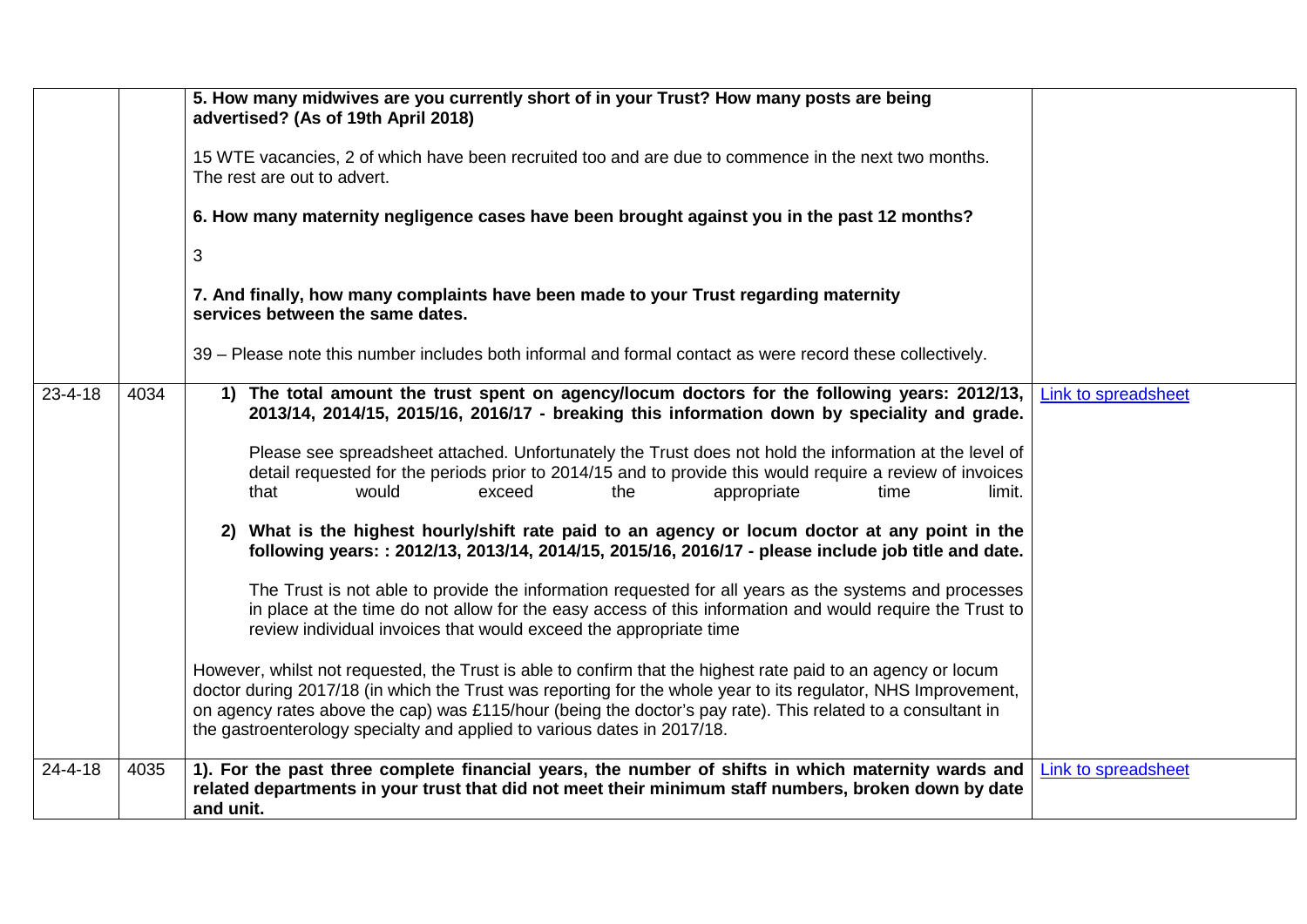| | | | |
|---|---|---|---|
| | | **5. How many midwives are you currently short of in your Trust? How many posts are being advertised? (As of 19th April 2018)**<br><br>15 WTE vacancies, 2 of which have been recruited too and are due to commence in the next two months. The rest are out to advert.<br><br>**6. How many maternity negligence cases have been brought against you in the past 12 months?**<br><br>3<br><br>**7. And finally, how many complaints have been made to your Trust regarding maternity services between the same dates.**<br><br>39 – Please note this number includes both informal and formal contact as were record these collectively. | |
| 23-4-18 | 4034 | **1) The total amount the trust spent on agency/locum doctors for the following years: 2012/13, 2013/14, 2014/15, 2015/16, 2016/17 - breaking this information down by speciality and grade.**<br><br>Please see spreadsheet attached. Unfortunately the Trust does not hold the information at the level of detail requested for the periods prior to 2014/15 and to provide this would require a review of invoices that would exceed the appropriate time limit.<br><br>**2) What is the highest hourly/shift rate paid to an agency or locum doctor at any point in the following years: : 2012/13, 2013/14, 2014/15, 2015/16, 2016/17 - please include job title and date.**<br><br>The Trust is not able to provide the information requested for all years as the systems and processes in place at the time do not allow for the easy access of this information and would require the Trust to review individual invoices that would exceed the appropriate time<br><br>However, whilst not requested, the Trust is able to confirm that the highest rate paid to an agency or locum doctor during 2017/18 (in which the Trust was reporting for the whole year to its regulator, NHS Improvement, on agency rates above the cap) was £115/hour (being the doctor's pay rate). This related to a consultant in the gastroenterology specialty and applied to various dates in 2017/18. | Link to spreadsheet |
| 24-4-18 | 4035 | **1). For the past three complete financial years, the number of shifts in which maternity wards and related departments in your trust that did not meet their minimum staff numbers, broken down by date and unit.** | Link to spreadsheet |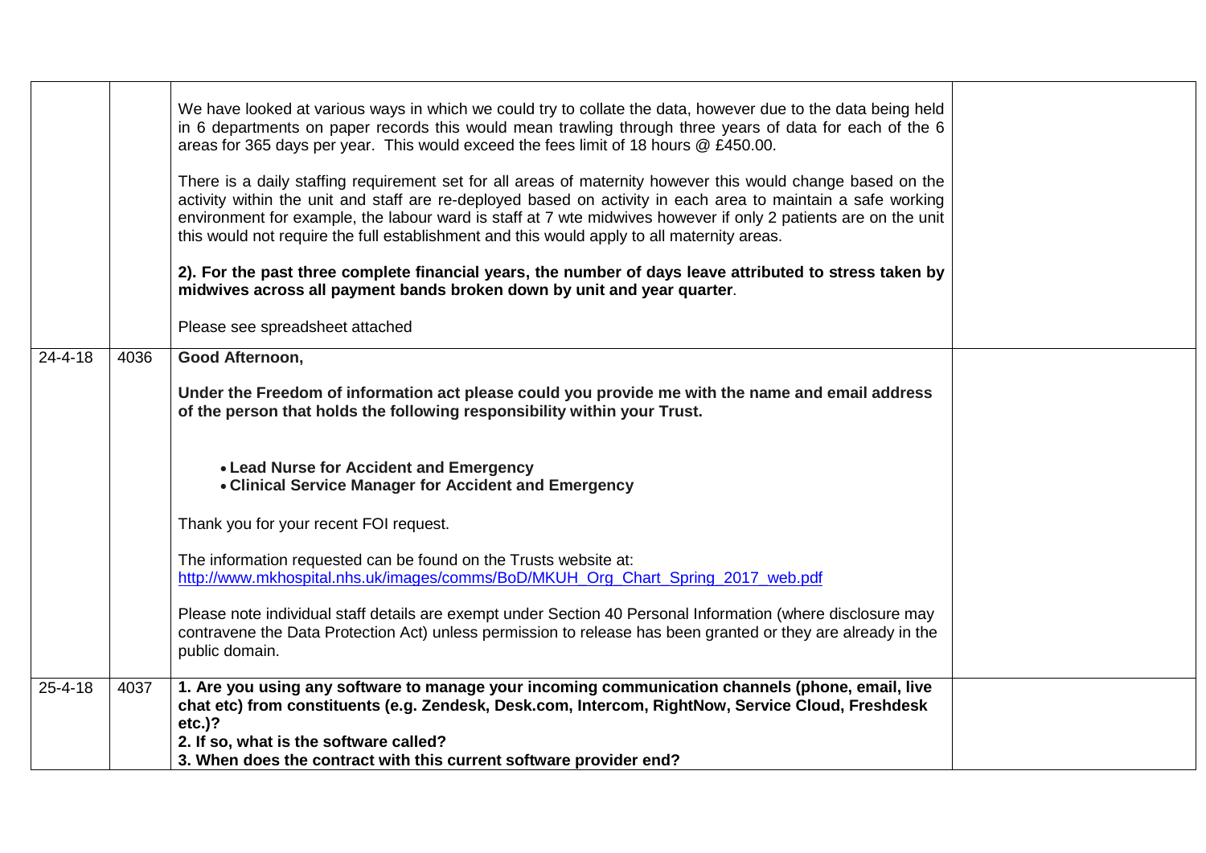| | | | |
|---|---|---|---|
| | | We have looked at various ways in which we could try to collate the data, however due to the data being held in 6 departments on paper records this would mean trawling through three years of data for each of the 6 areas for 365 days per year. This would exceed the fees limit of 18 hours @ £450.00.<br><br>There is a daily staffing requirement set for all areas of maternity however this would change based on the activity within the unit and staff are re-deployed based on activity in each area to maintain a safe working environment for example, the labour ward is staff at 7 wte midwives however if only 2 patients are on the unit this would not require the full establishment and this would apply to all maternity areas.<br><br>**2). For the past three complete financial years, the number of days leave attributed to stress taken by midwives across all payment bands broken down by unit and year quarter**.<br><br>Please see spreadsheet attached | |
| 24-4-18 | 4036 | **Good Afternoon,**<br><br>**Under the Freedom of information act please could you provide me with the name and email address of the person that holds the following responsibility within your Trust.**<br><br>• **Lead Nurse for Accident and Emergency**<br>• **Clinical Service Manager for Accident and Emergency**<br><br>Thank you for your recent FOI request.<br><br>The information requested can be found on the Trusts website at:<br>http://www.mkhospital.nhs.uk/images/comms/BoD/MKUH_Org_Chart_Spring_2017_web.pdf<br><br>Please note individual staff details are exempt under Section 40 Personal Information (where disclosure may contravene the Data Protection Act) unless permission to release has been granted or they are already in the public domain. | |
| 25-4-18 | 4037 | **1. Are you using any software to manage your incoming communication channels (phone, email, live chat etc) from constituents (e.g. Zendesk, Desk.com, Intercom, RightNow, Service Cloud, Freshdesk etc.)?**<br>**2. If so, what is the software called?**<br>**3. When does the contract with this current software provider end?** | |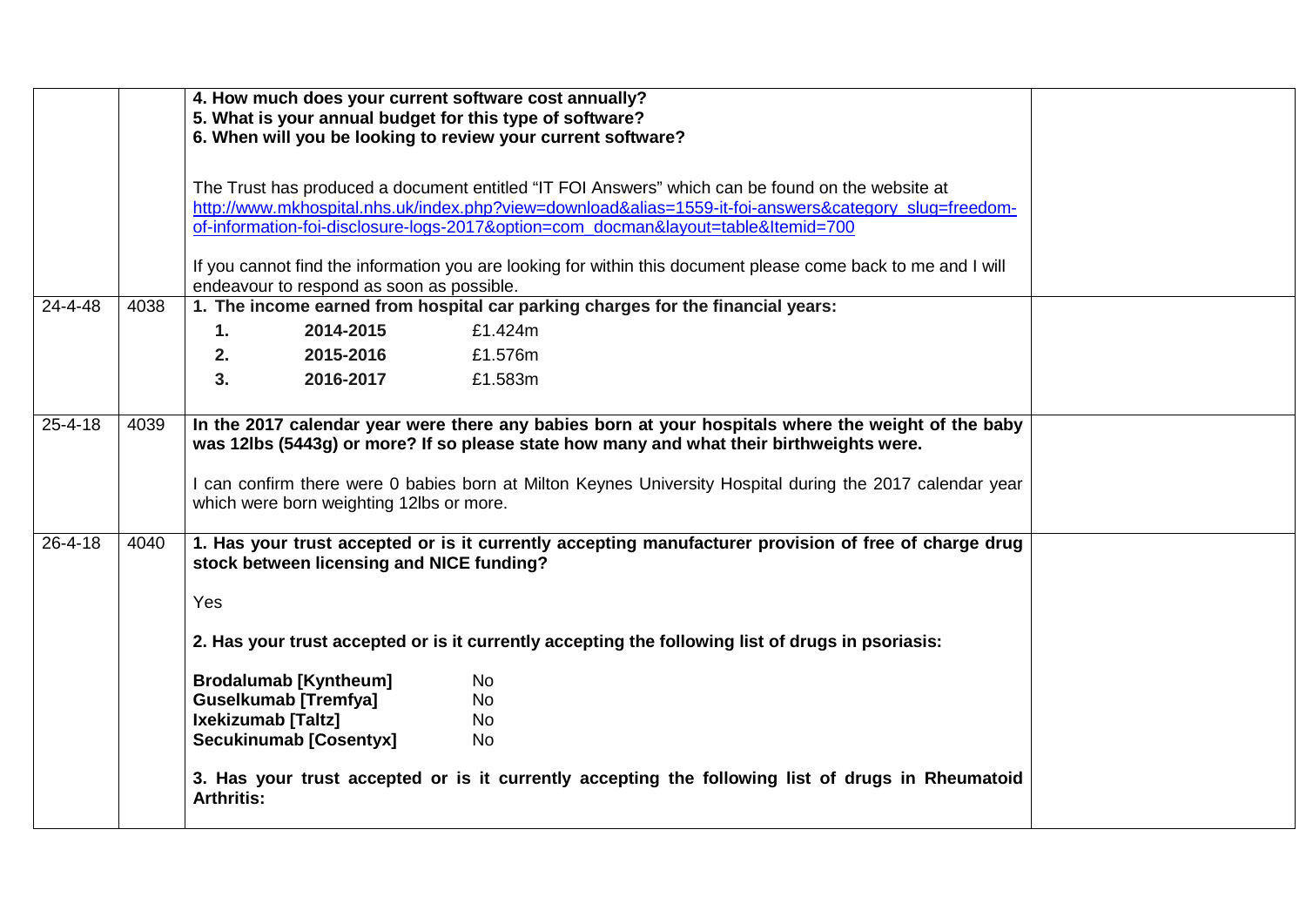| | | | |
|---|---|---|---|
| | | **4. How much does your current software cost annually?**<br>**5. What is your annual budget for this type of software?**<br>**6. When will you be looking to review your current software?**<br><br>The Trust has produced a document entitled "IT FOI Answers" which can be found on the website at http://www.mkhospital.nhs.uk/index.php?view=download&alias=1559-it-foi-answers&category_slug=freedom-of-information-foi-disclosure-logs-2017&option=com_docman&layout=table&Itemid=700<br><br>If you cannot find the information you are looking for within this document please come back to me and I will endeavour to respond as soon as possible. | |
| 24-4-48 | 4038 | **1. The income earned from hospital car parking charges for the financial years:**<br>**1.** **2014-2015** £1.424m<br>**2.** **2015-2016** £1.576m<br>**3.** **2016-2017** £1.583m | |
| 25-4-18 | 4039 | **In the 2017 calendar year were there any babies born at your hospitals where the weight of the baby was 12lbs (5443g) or more? If so please state how many and what their birthweights were.**<br><br>I can confirm there were 0 babies born at Milton Keynes University Hospital during the 2017 calendar year which were born weighting 12lbs or more. | |
| 26-4-18 | 4040 | **1. Has your trust accepted or is it currently accepting manufacturer provision of free of charge drug stock between licensing and NICE funding?**<br><br>Yes<br><br>**2. Has your trust accepted or is it currently accepting the following list of drugs in psoriasis:**<br><br>**Brodalumab [Kyntheum]** No<br>**Guselkumab [Tremfya]** No<br>**Ixekizumab [Taltz]** No<br>**Secukinumab [Cosentyx]** No<br><br>**3. Has your trust accepted or is it currently accepting the following list of drugs in Rheumatoid Arthritis:** | |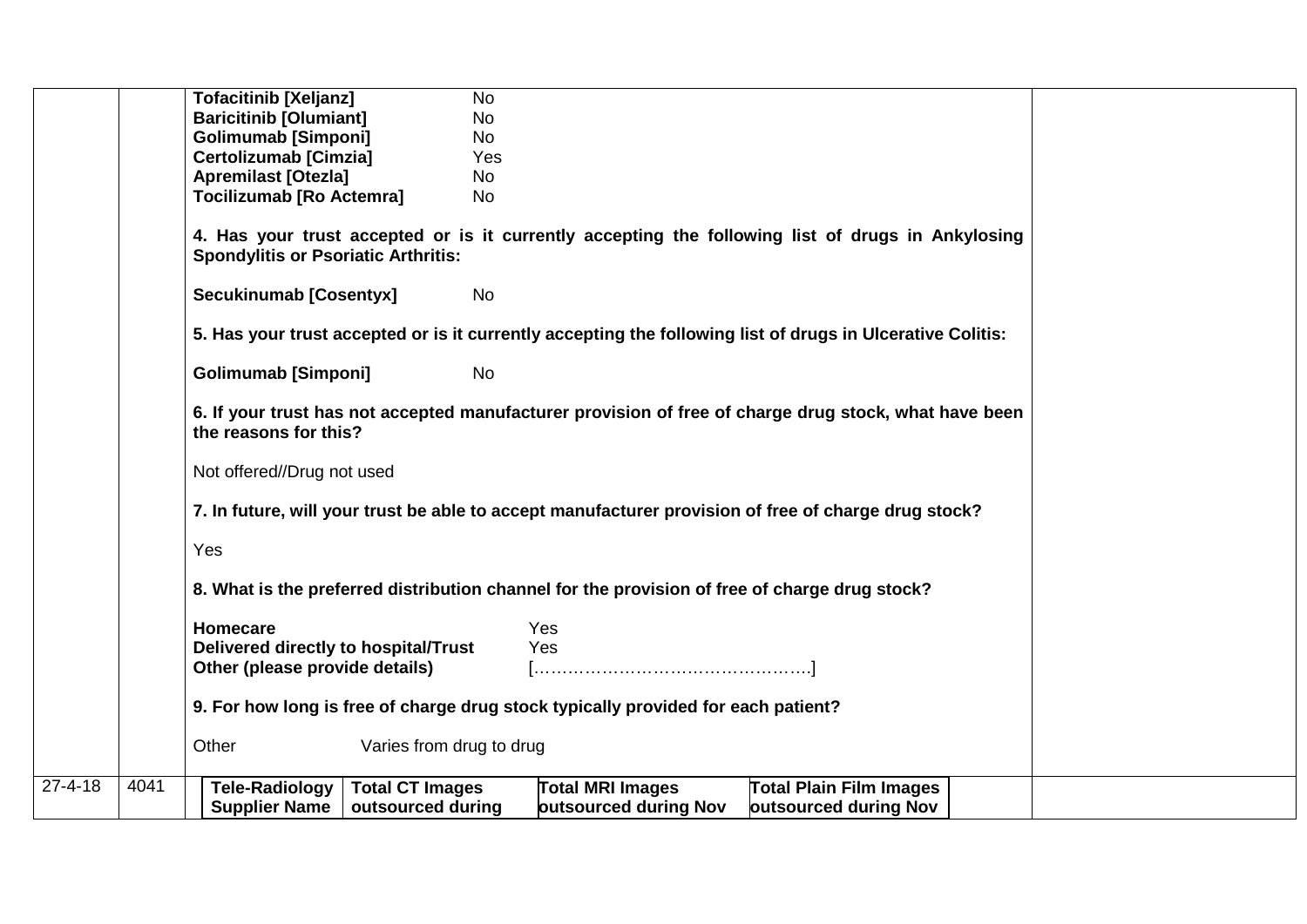| | | | |
|---|---|---|---|
| | | **Tofacitinib [Xeljanz]** No<br>**Baricitinib [Olumiant]** No<br>**Golimumab [Simponi]** No<br>**Certolizumab [Cimzia]** Yes<br>**Apremilast [Otezla]** No<br>**Tocilizumab [Ro Actemra]** No<br><br>**4. Has your trust accepted or is it currently accepting the following list of drugs in Ankylosing Spondylitis or Psoriatic Arthritis:**<br><br>**Secukinumab [Cosentyx]** No<br><br>**5. Has your trust accepted or is it currently accepting the following list of drugs in Ulcerative Colitis:**<br><br>**Golimumab [Simponi]** No<br><br>**6. If your trust has not accepted manufacturer provision of free of charge drug stock, what have been the reasons for this?**<br><br>Not offered//Drug not used<br><br>**7. In future, will your trust be able to accept manufacturer provision of free of charge drug stock?**<br><br>Yes<br><br>**8. What is the preferred distribution channel for the provision of free of charge drug stock?**<br><br>**Homecare** Yes<br>**Delivered directly to hospital/Trust** Yes<br>**Other (please provide details)** […………………………………………]<br><br>**9. For how long is free of charge drug stock typically provided for each patient?**<br><br>Other Varies from drug to drug | |
| 27-4-18 | 4041 | **Tele-Radiology Supplier Name** \| **Total CT Images outsourced during** \| **Total MRI Images outsourced during Nov** \| **Total Plain Film Images outsourced during Nov** | |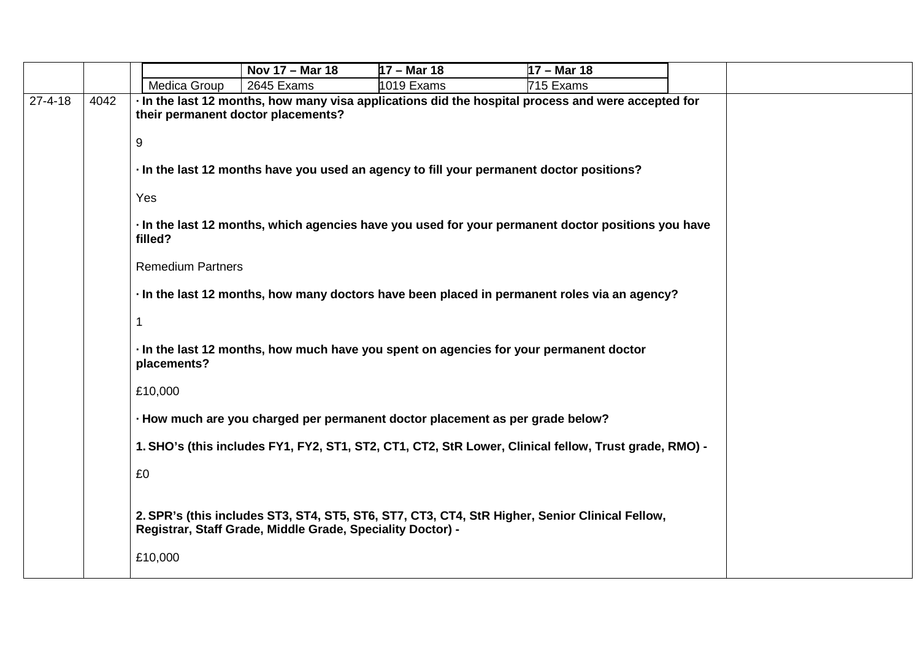| | | | | | | |
|---|---|---|---|---|---|---|
| | | | **Nov 17 – Mar 18** | **17 – Mar 18** | **17 – Mar 18** | |
| | | Medica Group | 2645 Exams | 1019 Exams | 715 Exams | |

| | | | |
|---|---|---|---|
| 27-4-18 | 4042 | **· In the last 12 months, how many visa applications did the hospital process and were accepted for their permanent doctor placements?**<br><br>9<br><br>**· In the last 12 months have you used an agency to fill your permanent doctor positions?**<br><br>Yes<br><br>**· In the last 12 months, which agencies have you used for your permanent doctor positions you have filled?**<br><br>Remedium Partners<br><br>**· In the last 12 months, how many doctors have been placed in permanent roles via an agency?**<br><br>1<br><br>**· In the last 12 months, how much have you spent on agencies for your permanent doctor placements?**<br><br>£10,000<br><br>**· How much are you charged per permanent doctor placement as per grade below?**<br><br>**1. SHO's (this includes FY1, FY2, ST1, ST2, CT1, CT2, StR Lower, Clinical fellow, Trust grade, RMO) -**<br><br>£0<br><br>**2. SPR's (this includes ST3, ST4, ST5, ST6, ST7, CT3, CT4, StR Higher, Senior Clinical Fellow, Registrar, Staff Grade, Middle Grade, Speciality Doctor) -**<br><br>£10,000 | |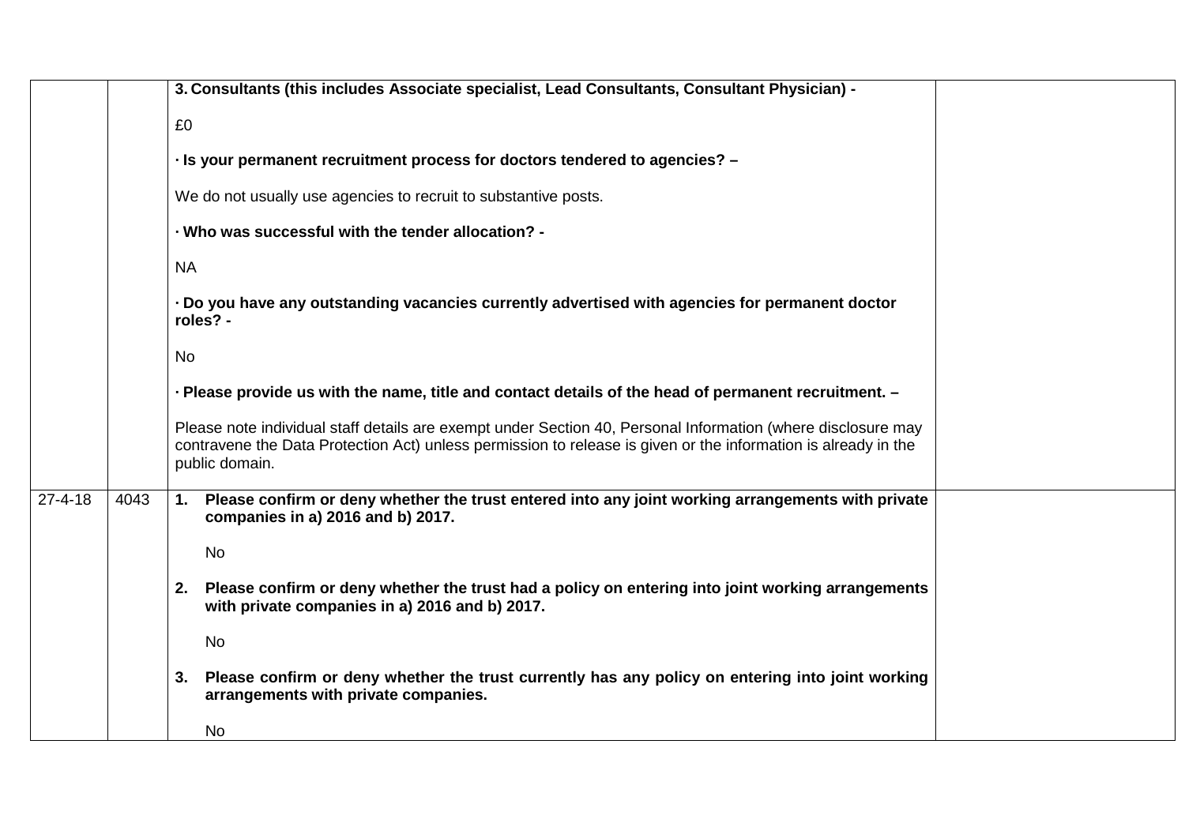| | | | |
|---|---|---|---|
| | | **3. Consultants (this includes Associate specialist, Lead Consultants, Consultant Physician) -**<br><br>£0<br><br>**· Is your permanent recruitment process for doctors tendered to agencies? –**<br><br>We do not usually use agencies to recruit to substantive posts.<br><br>**· Who was successful with the tender allocation? -**<br><br>NA<br><br>**· Do you have any outstanding vacancies currently advertised with agencies for permanent doctor roles? -**<br><br>No<br><br>**· Please provide us with the name, title and contact details of the head of permanent recruitment. –**<br><br>Please note individual staff details are exempt under Section 40, Personal Information (where disclosure may contravene the Data Protection Act) unless permission to release is given or the information is already in the public domain. | |
| 27-4-18 | 4043 | **1. Please confirm or deny whether the trust entered into any joint working arrangements with private companies in a) 2016 and b) 2017.**<br><br>No<br><br>**2. Please confirm or deny whether the trust had a policy on entering into joint working arrangements with private companies in a) 2016 and b) 2017.**<br><br>No<br><br>**3. Please confirm or deny whether the trust currently has any policy on entering into joint working arrangements with private companies.**<br><br>No | |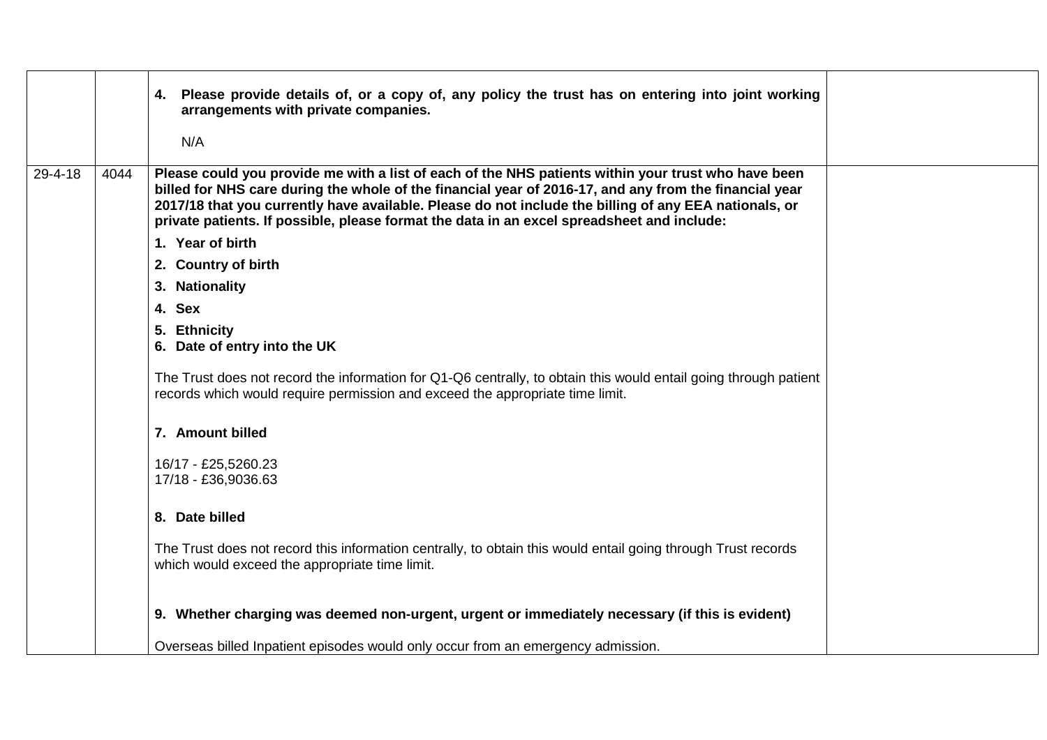| | | | |
|---|---|---|---|
| | | **4. Please provide details of, or a copy of, any policy the trust has on entering into joint working arrangements with private companies.**<br><br>N/A | |
| 29-4-18 | 4044 | **Please could you provide me with a list of each of the NHS patients within your trust who have been billed for NHS care during the whole of the financial year of 2016-17, and any from the financial year 2017/18 that you currently have available. Please do not include the billing of any EEA nationals, or private patients. If possible, please format the data in an excel spreadsheet and include:**<br><br>**1. Year of birth**<br>**2. Country of birth**<br>**3. Nationality**<br>**4. Sex**<br>**5. Ethnicity**<br>**6. Date of entry into the UK**<br><br>The Trust does not record the information for Q1-Q6 centrally, to obtain this would entail going through patient records which would require permission and exceed the appropriate time limit.<br><br>**7. Amount billed**<br><br>16/17 - £25,5260.23<br>17/18 - £36,9036.63<br><br>**8. Date billed**<br><br>The Trust does not record this information centrally, to obtain this would entail going through Trust records which would exceed the appropriate time limit.<br><br>**9. Whether charging was deemed non-urgent, urgent or immediately necessary (if this is evident)**<br><br>Overseas billed Inpatient episodes would only occur from an emergency admission. | |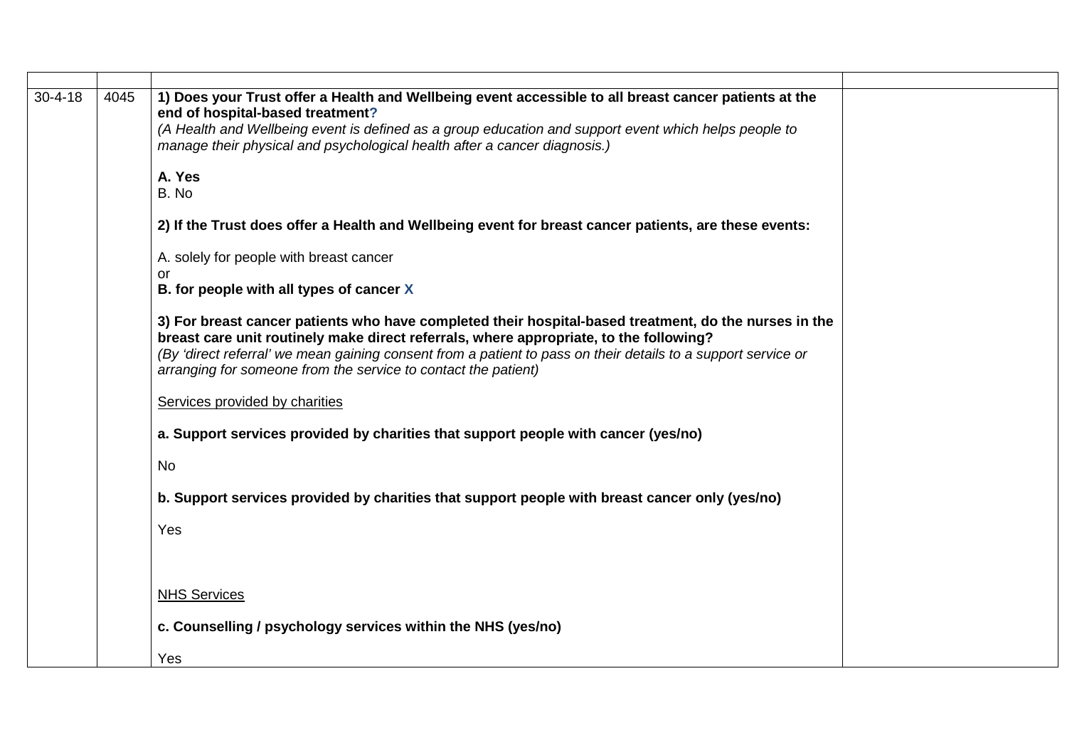| | | | |
|---|---|---|---|
| 30-4-18 | 4045 | **1) Does your Trust offer a Health and Wellbeing event accessible to all breast cancer patients at the end of hospital-based treatment?**<br>*(A Health and Wellbeing event is defined as a group education and support event which helps people to manage their physical and psychological health after a cancer diagnosis.)*<br><br>**A. Yes**<br>B. No<br><br>**2) If the Trust does offer a Health and Wellbeing event for breast cancer patients, are these events:**<br><br>A. solely for people with breast cancer<br>or<br>**B. for people with all types of cancer X**<br><br>**3) For breast cancer patients who have completed their hospital-based treatment, do the nurses in the breast care unit routinely make direct referrals, where appropriate, to the following?**<br>*(By 'direct referral' we mean gaining consent from a patient to pass on their details to a support service or arranging for someone from the service to contact the patient)*<br><br>Services provided by charities<br><br>**a. Support services provided by charities that support people with cancer (yes/no)**<br><br>No<br><br>**b. Support services provided by charities that support people with breast cancer only (yes/no)**<br><br>Yes<br><br>NHS Services<br><br>**c. Counselling / psychology services within the NHS (yes/no)**<br><br>Yes | |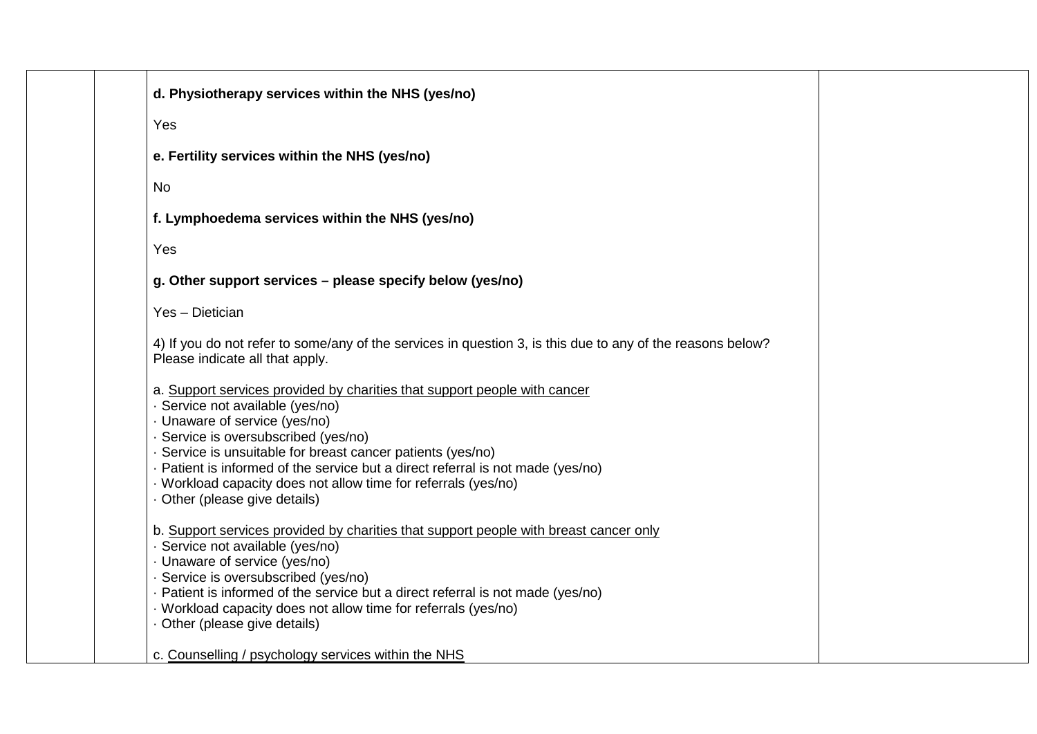| | | | |
|---|---|---|---|
| | | **d. Physiotherapy services within the NHS (yes/no)**<br><br>Yes<br><br>**e. Fertility services within the NHS (yes/no)**<br><br>No<br><br>**f. Lymphoedema services within the NHS (yes/no)**<br><br>Yes<br><br>**g. Other support services – please specify below (yes/no)**<br><br>Yes – Dietician<br><br>4) If you do not refer to some/any of the services in question 3, is this due to any of the reasons below? Please indicate all that apply.<br><br>a. Support services provided by charities that support people with cancer<br>· Service not available (yes/no)<br>· Unaware of service (yes/no)<br>· Service is oversubscribed (yes/no)<br>· Service is unsuitable for breast cancer patients (yes/no)<br>· Patient is informed of the service but a direct referral is not made (yes/no)<br>· Workload capacity does not allow time for referrals (yes/no)<br>· Other (please give details)<br><br>b. Support services provided by charities that support people with breast cancer only<br>· Service not available (yes/no)<br>· Unaware of service (yes/no)<br>· Service is oversubscribed (yes/no)<br>· Patient is informed of the service but a direct referral is not made (yes/no)<br>· Workload capacity does not allow time for referrals (yes/no)<br>· Other (please give details)<br><br>c. Counselling / psychology services within the NHS | |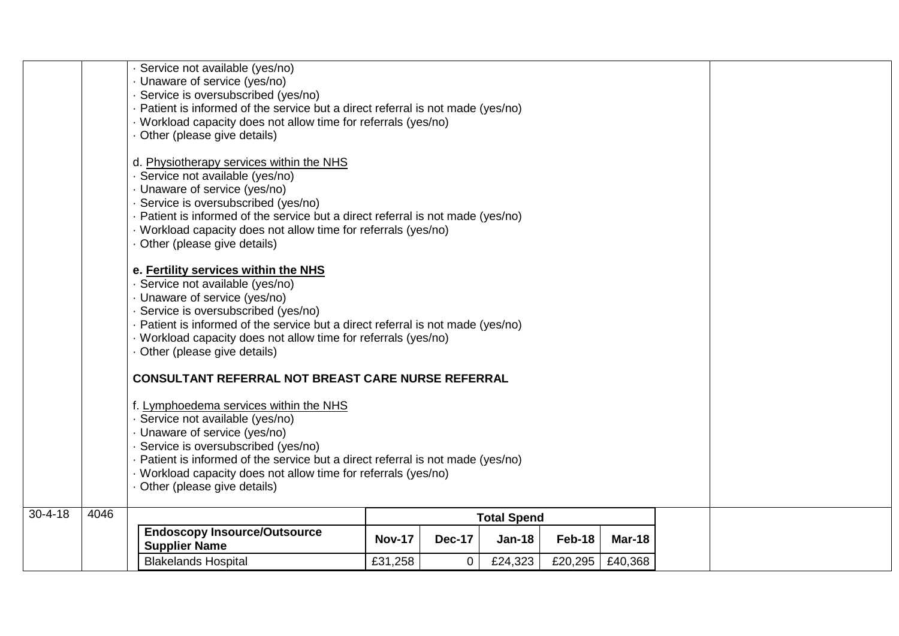| | | · Service not available (yes/no)<br>· Unaware of service (yes/no)<br>· Service is oversubscribed (yes/no)<br>· Patient is informed of the service but a direct referral is not made (yes/no)<br>· Workload capacity does not allow time for referrals (yes/no)<br>· Other (please give details)<br><br>d. <u>Physiotherapy services within the NHS</u><br>· Service not available (yes/no)<br>· Unaware of service (yes/no)<br>· Service is oversubscribed (yes/no)<br>· Patient is informed of the service but a direct referral is not made (yes/no)<br>· Workload capacity does not allow time for referrals (yes/no)<br>· Other (please give details)<br><br>**e. <u>Fertility services within the NHS</u>**<br>· Service not available (yes/no)<br>· Unaware of service (yes/no)<br>· Service is oversubscribed (yes/no)<br>· Patient is informed of the service but a direct referral is not made (yes/no)<br>· Workload capacity does not allow time for referrals (yes/no)<br>· Other (please give details)<br><br>**CONSULTANT REFERRAL NOT BREAST CARE NURSE REFERRAL**<br><br>f. <u>Lymphoedema services within the NHS</u><br>· Service not available (yes/no)<br>· Unaware of service (yes/no)<br>· Service is oversubscribed (yes/no)<br>· Patient is informed of the service but a direct referral is not made (yes/no)<br>· Workload capacity does not allow time for referrals (yes/no)<br>· Other (please give details) | |
|---|---|---|---|
| 30-4-18 | 4046 | See table below | |

| Endoscopy Insource/Outsource Supplier Name | Total Spend | | | | |
|---|---|---|---|---|---|
| | **Nov-17** | **Dec-17** | **Jan-18** | **Feb-18** | **Mar-18** |
| Blakelands Hospital | £31,258 | 0 | £24,323 | £20,295 | £40,368 |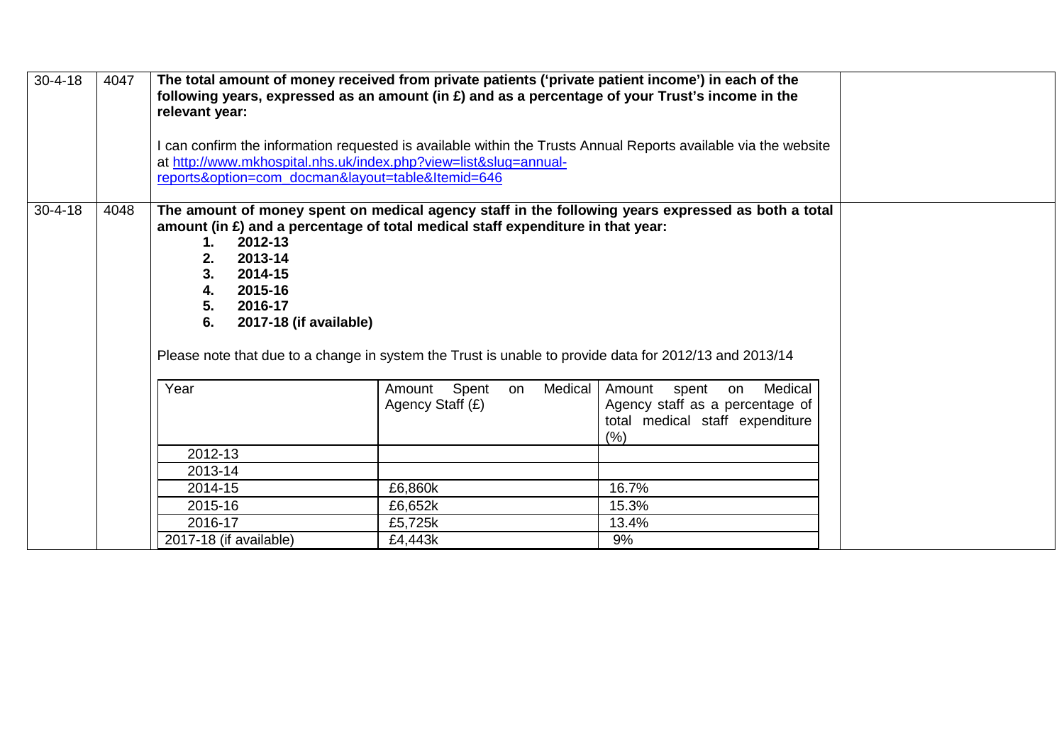| | | | |
|---|---|---|---|
| 30-4-18 | 4047 | **The total amount of money received from private patients ('private patient income') in each of the following years, expressed as an amount (in £) and as a percentage of your Trust's income in the relevant year:**<br><br>I can confirm the information requested is available within the Trusts Annual Reports available via the website at [http://www.mkhospital.nhs.uk/index.php?view=list&slug=annual-reports&option=com_docman&layout=table&Itemid=646](http://www.mkhospital.nhs.uk/index.php?view=list&slug=annual-reports&option=com_docman&layout=table&Itemid=646) | |
| 30-4-18 | 4048 | **The amount of money spent on medical agency staff in the following years expressed as both a total amount (in £) and a percentage of total medical staff expenditure in that year:**<br>**1. 2012-13**<br>**2. 2013-14**<br>**3. 2014-15**<br>**4. 2015-16**<br>**5. 2016-17**<br>**6. 2017-18 (if available)**<br><br>Please note that due to a change in system the Trust is unable to provide data for 2012/13 and 2013/14 | |

| Year | Amount Spent on Medical Agency Staff (£) | Amount spent on Medical Agency staff as a percentage of total medical staff expenditure (%) |
|---|---|---|
| 2012-13 | | |
| 2013-14 | | |
| 2014-15 | £6,860k | 16.7% |
| 2015-16 | £6,652k | 15.3% |
| 2016-17 | £5,725k | 13.4% |
| 2017-18 (if available) | £4,443k | 9% |